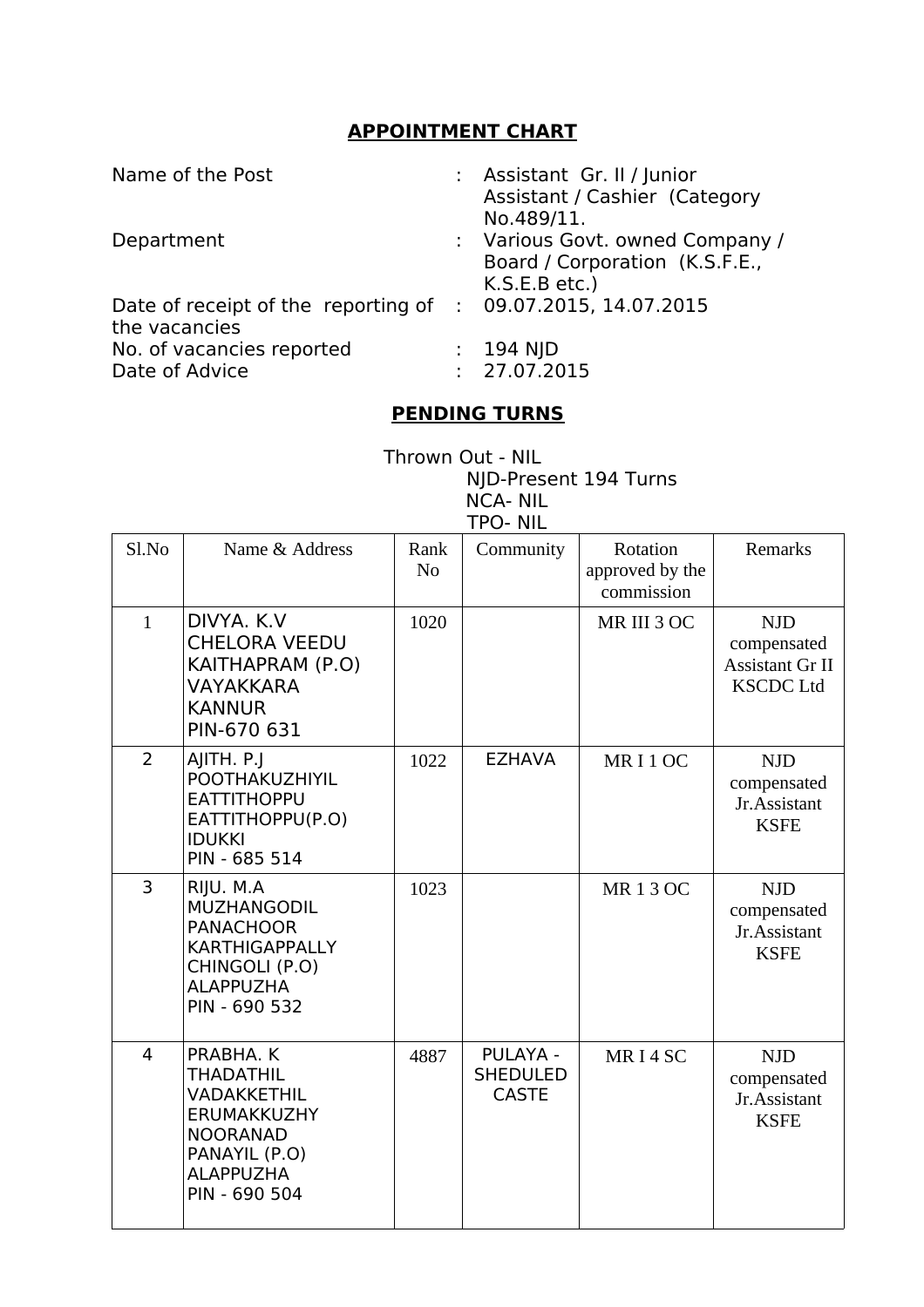## APPOINTMENT CHART

| | | |
|---|---|---|
| Name of the Post | : | Assistant Gr. II / Junior Assistant / Cashier (Category No.489/11. |
| Department | : | Various Govt. owned Company / Board / Corporation (K.S.F.E., K.S.E.B etc.) |
| Date of receipt of the reporting of the vacancies | : | 09.07.2015, 14.07.2015 |
| No. of vacancies reported | : | 194 NJD |
| Date of Advice | : | 27.07.2015 |

## PENDING TURNS

Thrown Out - NIL
NJD-Present 194 Turns
NCA- NIL
TPO- NIL

| Sl.No | Name & Address | Rank No | Community | Rotation approved by the commission | Remarks |
|---|---|---|---|---|---|
| 1 | DIVYA. K.V<br>CHELORA VEEDU<br>KAITHAPRAM (P.O)<br>VAYAKKARA<br>KANNUR<br>PIN-670 631 | 1020 | | MR III 3 OC | NJD compensated Assistant Gr II KSCDC Ltd |
| 2 | AJITH. P.J<br>POOTHAKUZHIYIL<br>EATTITHOPPU<br>EATTITHOPPU(P.O)<br>IDUKKI<br>PIN - 685 514 | 1022 | EZHAVA | MR I 1 OC | NJD compensated Jr.Assistant KSFE |
| 3 | RIJU. M.A<br>MUZHANGODIL<br>PANACHOOR<br>KARTHIGAPPALLY<br>CHINGOLI (P.O)<br>ALAPPUZHA<br>PIN - 690 532 | 1023 | | MR 1 3 OC | NJD compensated Jr.Assistant KSFE |
| 4 | PRABHA. K<br>THADATHIL<br>VADAKKETHIL<br>ERUMAKKUZHY<br>NOORANAD<br>PANAYIL (P.O)<br>ALAPPUZHA<br>PIN - 690 504 | 4887 | PULAYA - SHEDULED CASTE | MR I 4 SC | NJD compensated Jr.Assistant KSFE |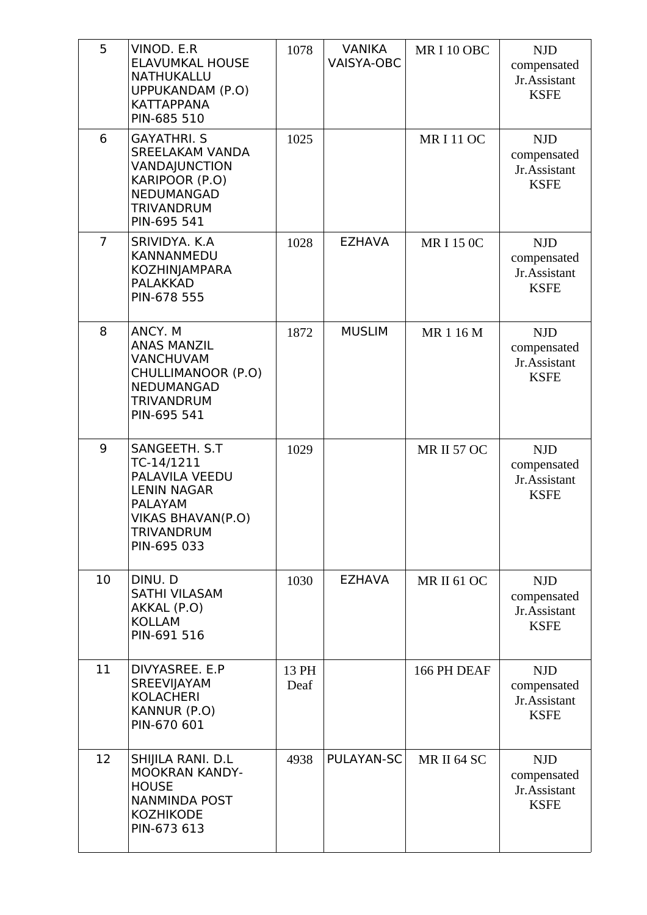| 5 | VINOD. E.R<br>ELAVUMKAL HOUSE<br>NATHUKALLU<br>UPPUKANDAM (P.O)<br>KATTAPPANA<br>PIN-685 510 | 1078 | VANIKA VAISYA-OBC | MR I 10 OBC | NJD compensated Jr.Assistant KSFE |
|---|---|---|---|---|---|
| 6 | GAYATHRI. S<br>SREELAKAM VANDA<br>VANDAJUNCTION<br>KARIPOOR (P.O)<br>NEDUMANGAD<br>TRIVANDRUM<br>PIN-695 541 | 1025 | | MR I 11 OC | NJD compensated Jr.Assistant KSFE |
| 7 | SRIVIDYA. K.A<br>KANNANMEDU<br>KOZHINJAMPARA<br>PALAKKAD<br>PIN-678 555 | 1028 | EZHAVA | MR I 15 0C | NJD compensated Jr.Assistant KSFE |
| 8 | ANCY. M<br>ANAS MANZIL<br>VANCHUVAM<br>CHULLIMANOOR (P.O)<br>NEDUMANGAD<br>TRIVANDRUM<br>PIN-695 541 | 1872 | MUSLIM | MR 1 16 M | NJD compensated Jr.Assistant KSFE |
| 9 | SANGEETH. S.T<br>TC-14/1211<br>PALAVILA VEEDU<br>LENIN NAGAR<br>PALAYAM<br>VIKAS BHAVAN(P.O)<br>TRIVANDRUM<br>PIN-695 033 | 1029 | | MR II 57 OC | NJD compensated Jr.Assistant KSFE |
| 10 | DINU. D<br>SATHI VILASAM<br>AKKAL (P.O)<br>KOLLAM<br>PIN-691 516 | 1030 | EZHAVA | MR II 61 OC | NJD compensated Jr.Assistant KSFE |
| 11 | DIVYASREE. E.P<br>SREEVIJAYAM<br>KOLACHERI<br>KANNUR (P.O)<br>PIN-670 601 | 13 PH Deaf | | 166 PH DEAF | NJD compensated Jr.Assistant KSFE |
| 12 | SHIJILA RANI. D.L<br>MOOKRAN KANDY-HOUSE<br>NANMINDA POST<br>KOZHIKODE<br>PIN-673 613 | 4938 | PULAYAN-SC | MR II 64 SC | NJD compensated Jr.Assistant KSFE |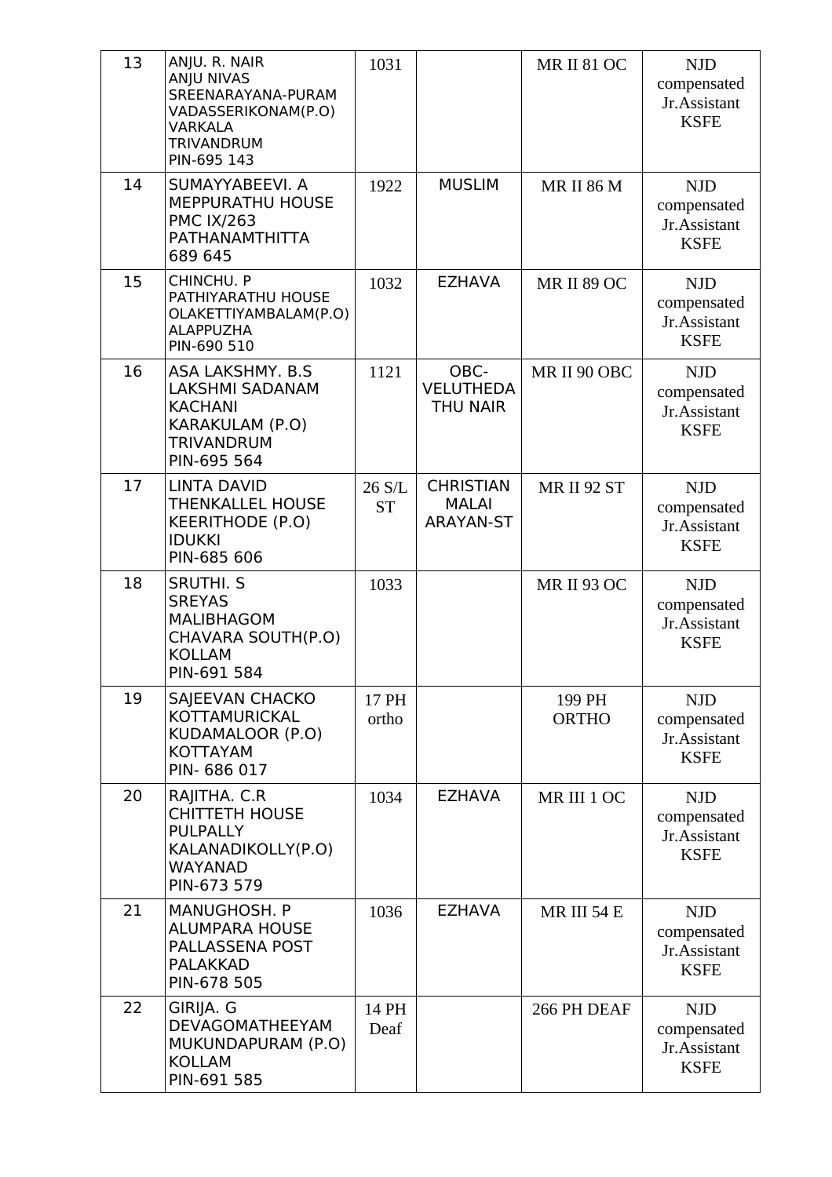| 13 | ANJU. R. NAIR<br>ANJU NIVAS<br>SREENARAYANA-PURAM<br>VADASSERIKONAM(P.O)<br>VARKALA<br>TRIVANDRUM<br>PIN-695 143 | 1031 | | MR II 81 OC | NJD compensated Jr.Assistant KSFE |
|---|---|---|---|---|---|
| 14 | SUMAYYABEEVI. A<br>MEPPURATHU HOUSE<br>PMC IX/263<br>PATHANAMTHITTA<br>689 645 | 1922 | MUSLIM | MR II 86 M | NJD compensated Jr.Assistant KSFE |
| 15 | CHINCHU. P<br>PATHIYARATHU HOUSE<br>OLAKETTIYAMBALAM(P.O)<br>ALAPPUZHA<br>PIN-690 510 | 1032 | EZHAVA | MR II 89 OC | NJD compensated Jr.Assistant KSFE |
| 16 | ASA LAKSHMY. B.S<br>LAKSHMI SADANAM<br>KACHANI<br>KARAKULAM (P.O)<br>TRIVANDRUM<br>PIN-695 564 | 1121 | OBC-VELUTHEDA THU NAIR | MR II 90 OBC | NJD compensated Jr.Assistant KSFE |
| 17 | LINTA DAVID<br>THENKALLEL HOUSE<br>KEERITHODE (P.O)<br>IDUKKI<br>PIN-685 606 | 26 S/L ST | CHRISTIAN MALAI ARAYAN-ST | MR II 92 ST | NJD compensated Jr.Assistant KSFE |
| 18 | SRUTHI. S<br>SREYAS<br>MALIBHAGOM<br>CHAVARA SOUTH(P.O)<br>KOLLAM<br>PIN-691 584 | 1033 | | MR II 93 OC | NJD compensated Jr.Assistant KSFE |
| 19 | SAJEEVAN CHACKO<br>KOTTAMURICKAL<br>KUDAMALOOR (P.O)<br>KOTTAYAM<br>PIN- 686 017 | 17 PH ortho | | 199 PH ORTHO | NJD compensated Jr.Assistant KSFE |
| 20 | RAJITHA. C.R<br>CHITTETH HOUSE<br>PULPALLY<br>KALANADIKOLLY(P.O)<br>WAYANAD<br>PIN-673 579 | 1034 | EZHAVA | MR III 1 OC | NJD compensated Jr.Assistant KSFE |
| 21 | MANUGHOSH. P<br>ALUMPARA HOUSE<br>PALLASSENA POST<br>PALAKKAD<br>PIN-678 505 | 1036 | EZHAVA | MR III 54 E | NJD compensated Jr.Assistant KSFE |
| 22 | GIRIJA. G<br>DEVAGOMATHEEYAM<br>MUKUNDAPURAM (P.O)<br>KOLLAM<br>PIN-691 585 | 14 PH Deaf | | 266 PH DEAF | NJD compensated Jr.Assistant KSFE |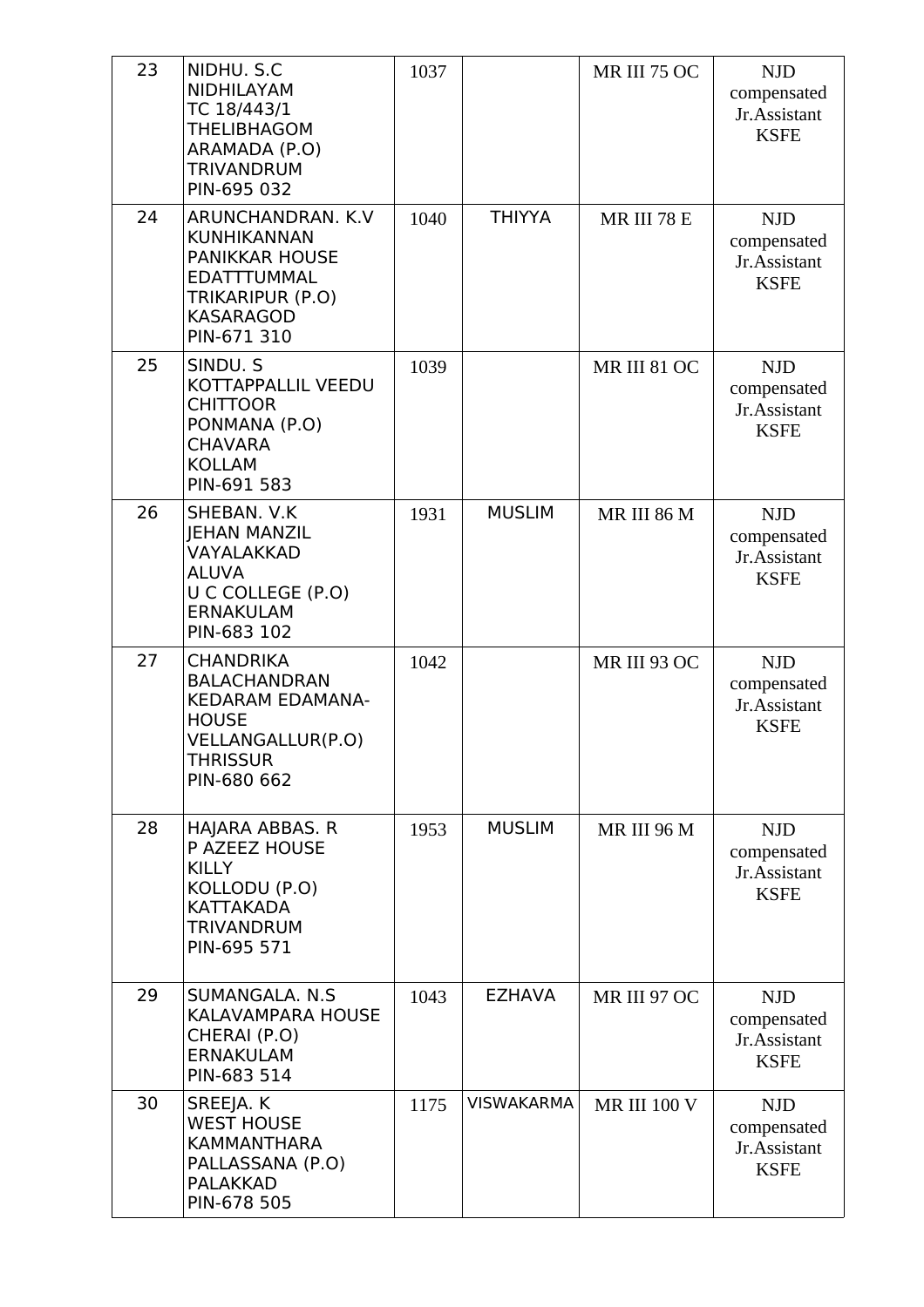| 23 | NIDHU. S.C<br>NIDHILAYAM<br>TC 18/443/1<br>THELIBHAGOM<br>ARAMADA (P.O)<br>TRIVANDRUM<br>PIN-695 032 | 1037 | | MR III 75 OC | NJD compensated Jr.Assistant KSFE |
|---|---|---|---|---|---|
| 24 | ARUNCHANDRAN. K.V<br>KUNHIKANNAN<br>PANIKKAR HOUSE<br>EDATTTUMMAL<br>TRIKARIPUR (P.O)<br>KASARAGOD<br>PIN-671 310 | 1040 | THIYYA | MR III 78 E | NJD compensated Jr.Assistant KSFE |
| 25 | SINDU. S<br>KOTTAPPALLIL VEEDU<br>CHITTOOR<br>PONMANA (P.O)<br>CHAVARA<br>KOLLAM<br>PIN-691 583 | 1039 | | MR III 81 OC | NJD compensated Jr.Assistant KSFE |
| 26 | SHEBAN. V.K<br>JEHAN MANZIL<br>VAYALAKKAD<br>ALUVA<br>U C COLLEGE (P.O)<br>ERNAKULAM<br>PIN-683 102 | 1931 | MUSLIM | MR III 86 M | NJD compensated Jr.Assistant KSFE |
| 27 | CHANDRIKA<br>BALACHANDRAN<br>KEDARAM EDAMANA-<br>HOUSE<br>VELLANGALLUR(P.O)<br>THRISSUR<br>PIN-680 662 | 1042 | | MR III 93 OC | NJD compensated Jr.Assistant KSFE |
| 28 | HAJARA ABBAS. R<br>P AZEEZ HOUSE<br>KILLY<br>KOLLODU (P.O)<br>KATTAKADA<br>TRIVANDRUM<br>PIN-695 571 | 1953 | MUSLIM | MR III 96 M | NJD compensated Jr.Assistant KSFE |
| 29 | SUMANGALA. N.S<br>KALAVAMPARA HOUSE<br>CHERAI (P.O)<br>ERNAKULAM<br>PIN-683 514 | 1043 | EZHAVA | MR III 97 OC | NJD compensated Jr.Assistant KSFE |
| 30 | SREEJA. K<br>WEST HOUSE<br>KAMMANTHARA<br>PALLASSANA (P.O)<br>PALAKKAD<br>PIN-678 505 | 1175 | VISWAKARMA | MR III 100 V | NJD compensated Jr.Assistant KSFE |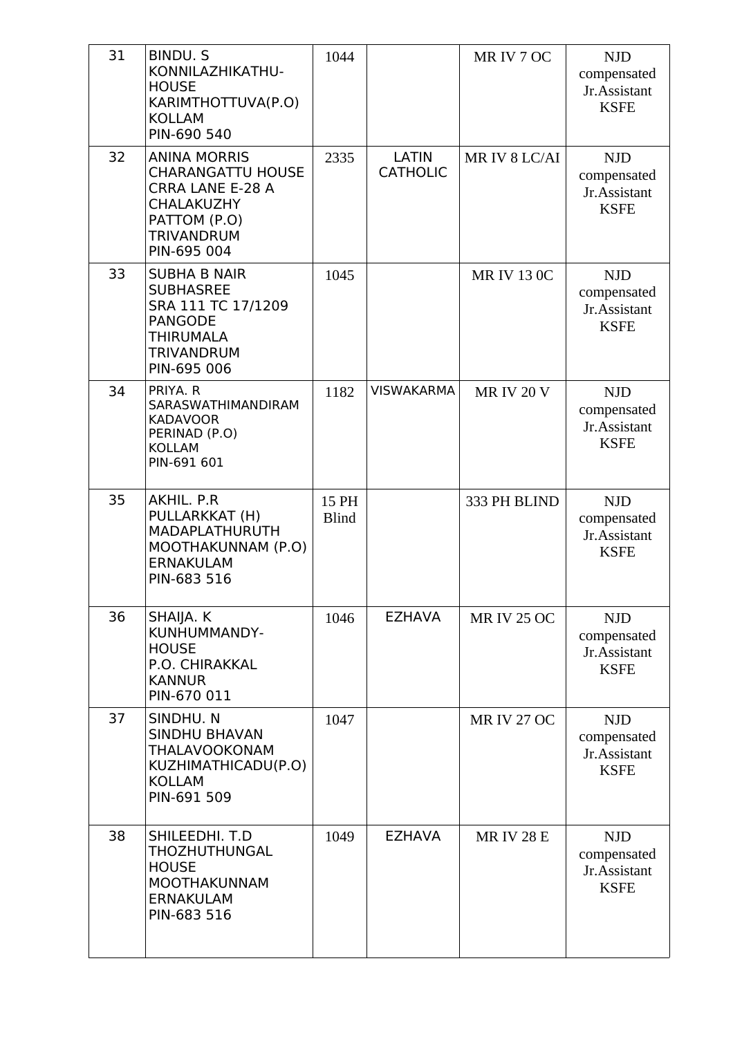| | | | | | |
|---|---|---|---|---|---|
| 31 | BINDU. S<br>KONNILAZHIKATHU-HOUSE<br>KARIMTHOTTUVA(P.O)<br>KOLLAM<br>PIN-690 540 | 1044 | | MR IV 7 OC | NJD compensated Jr.Assistant KSFE |
| 32 | ANINA MORRIS<br>CHARANGATTU HOUSE<br>CRRA LANE E-28 A<br>CHALAKUZHY<br>PATTOM (P.O)<br>TRIVANDRUM<br>PIN-695 004 | 2335 | LATIN CATHOLIC | MR IV 8 LC/AI | NJD compensated Jr.Assistant KSFE |
| 33 | SUBHA B NAIR<br>SUBHASREE<br>SRA 111 TC 17/1209<br>PANGODE<br>THIRUMALA<br>TRIVANDRUM<br>PIN-695 006 | 1045 | | MR IV 13 0C | NJD compensated Jr.Assistant KSFE |
| 34 | PRIYA. R<br>SARASWATHIMANDIRAM<br>KADAVOOR<br>PERINAD (P.O)<br>KOLLAM<br>PIN-691 601 | 1182 | VISWAKARMA | MR IV 20 V | NJD compensated Jr.Assistant KSFE |
| 35 | AKHIL. P.R<br>PULLARKKAT (H)<br>MADAPLATHURUTH<br>MOOTHAKUNNAM (P.O)<br>ERNAKULAM<br>PIN-683 516 | 15 PH Blind | | 333 PH BLIND | NJD compensated Jr.Assistant KSFE |
| 36 | SHAIJA. K<br>KUNHUMMANDY-HOUSE<br>P.O. CHIRAKKAL<br>KANNUR<br>PIN-670 011 | 1046 | EZHAVA | MR IV 25 OC | NJD compensated Jr.Assistant KSFE |
| 37 | SINDHU. N<br>SINDHU BHAVAN<br>THALAVOOKONAM<br>KUZHIMATHICADU(P.O)<br>KOLLAM<br>PIN-691 509 | 1047 | | MR IV 27 OC | NJD compensated Jr.Assistant KSFE |
| 38 | SHILEEDHI. T.D<br>THOZHUTHUNGAL HOUSE<br>MOOTHAKUNNAM<br>ERNAKULAM<br>PIN-683 516 | 1049 | EZHAVA | MR IV 28 E | NJD compensated Jr.Assistant KSFE |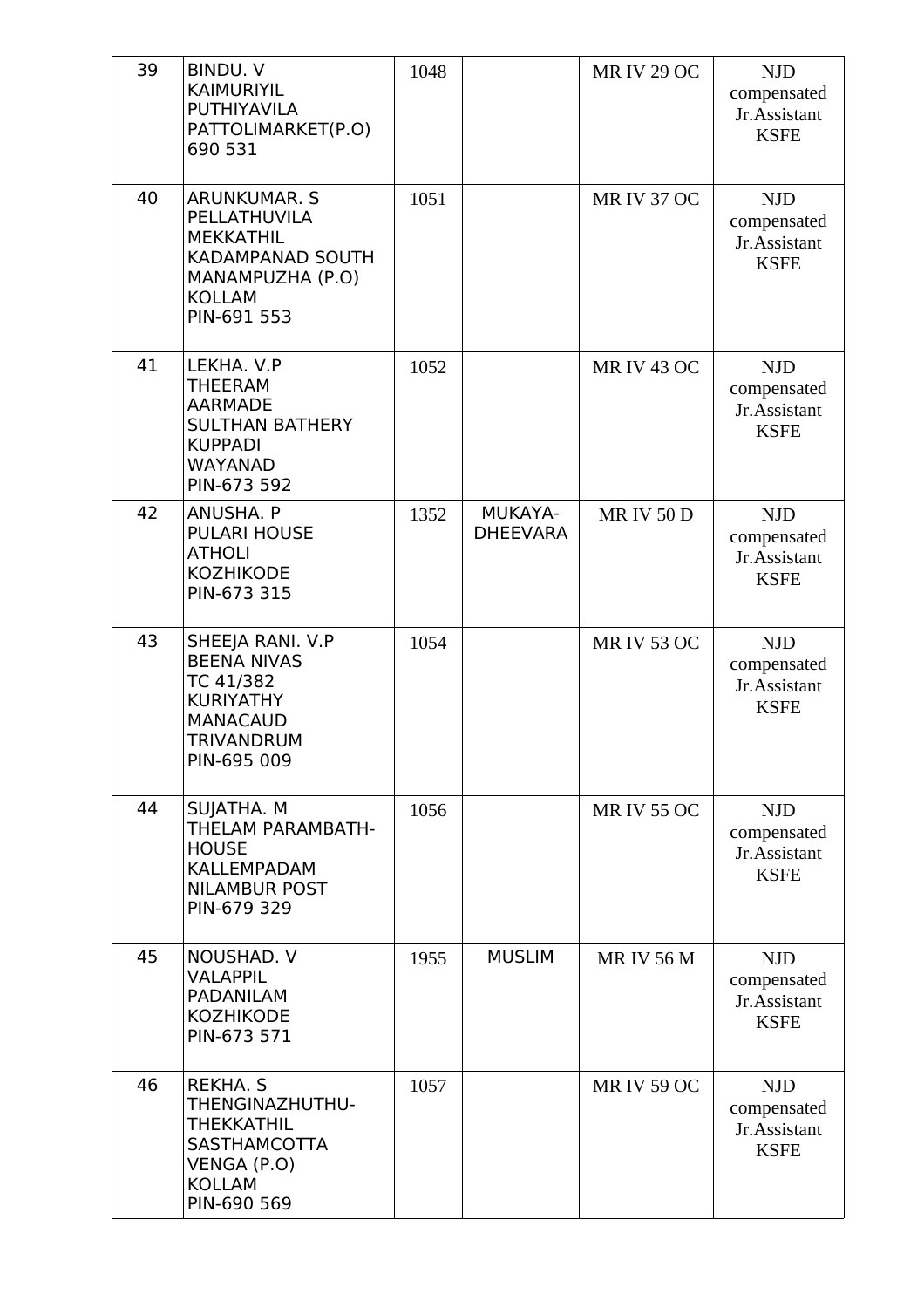| 39 | BINDU. V<br>KAIMURIYIL<br>PUTHIYAVILA<br>PATTOLIMARKET(P.O)<br>690 531 | 1048 | | MR IV 29 OC | NJD compensated Jr.Assistant KSFE |
|---|---|---|---|---|---|
| 40 | ARUNKUMAR. S<br>PELLATHUVILA<br>MEKKATHIL<br>KADAMPANAD SOUTH<br>MANAMPUZHA (P.O)<br>KOLLAM<br>PIN-691 553 | 1051 | | MR IV 37 OC | NJD compensated Jr.Assistant KSFE |
| 41 | LEKHA. V.P<br>THEERAM<br>AARMADE<br>SULTHAN BATHERY<br>KUPPADI<br>WAYANAD<br>PIN-673 592 | 1052 | | MR IV 43 OC | NJD compensated Jr.Assistant KSFE |
| 42 | ANUSHA. P<br>PULARI HOUSE<br>ATHOLI<br>KOZHIKODE<br>PIN-673 315 | 1352 | MUKAYA-DHEEVARA | MR IV 50 D | NJD compensated Jr.Assistant KSFE |
| 43 | SHEEJA RANI. V.P<br>BEENA NIVAS<br>TC 41/382<br>KURIYATHY<br>MANACAUD<br>TRIVANDRUM<br>PIN-695 009 | 1054 | | MR IV 53 OC | NJD compensated Jr.Assistant KSFE |
| 44 | SUJATHA. M<br>THELAM PARAMBATH-HOUSE<br>KALLEMPADAM<br>NILAMBUR POST<br>PIN-679 329 | 1056 | | MR IV 55 OC | NJD compensated Jr.Assistant KSFE |
| 45 | NOUSHAD. V<br>VALAPPIL<br>PADANILAM<br>KOZHIKODE<br>PIN-673 571 | 1955 | MUSLIM | MR IV 56 M | NJD compensated Jr.Assistant KSFE |
| 46 | REKHA. S<br>THENGINAZHUTHU-THEKKATHIL<br>SASTHAMCOTTA<br>VENGA (P.O)<br>KOLLAM<br>PIN-690 569 | 1057 | | MR IV 59 OC | NJD compensated Jr.Assistant KSFE |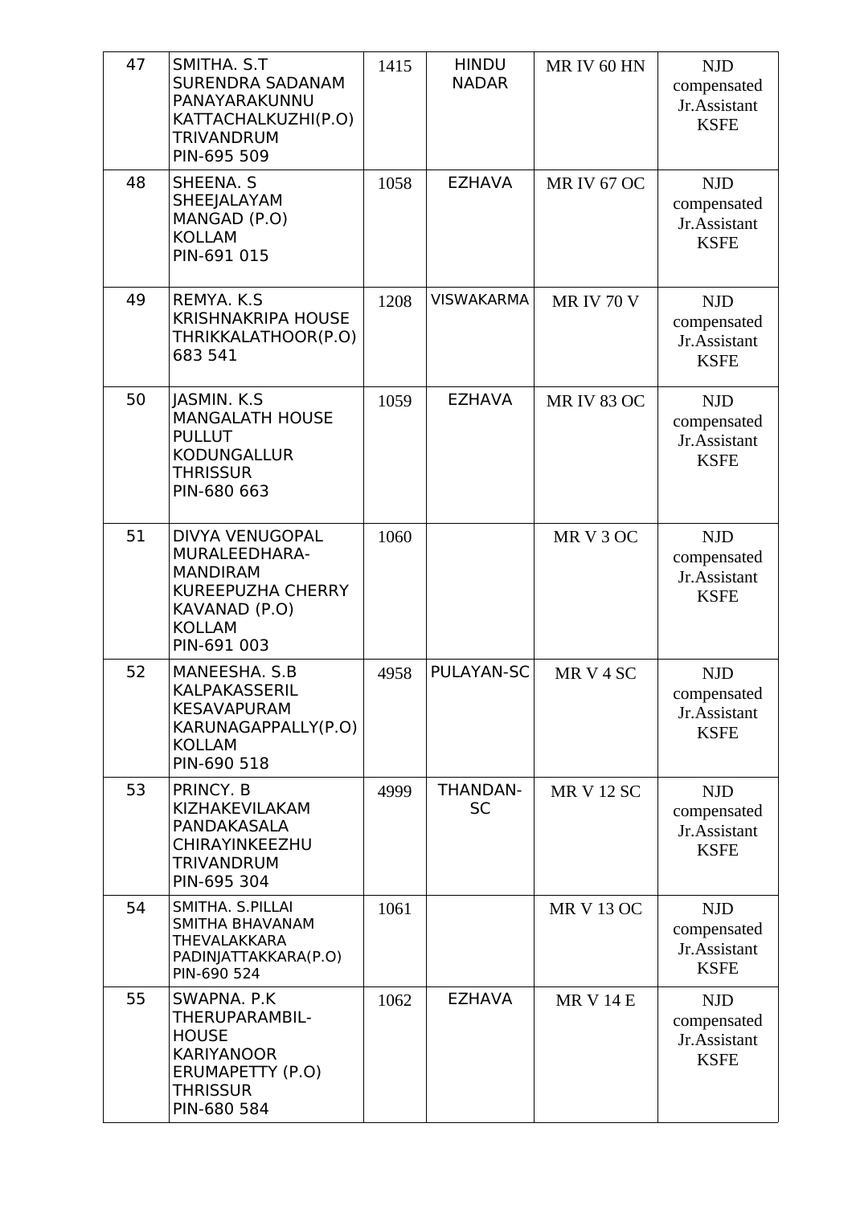| 47 | SMITHA. S.T<br>SURENDRA SADANAM<br>PANAYARAKUNNU<br>KATTACHALKUZHI(P.O)<br>TRIVANDRUM<br>PIN-695 509 | 1415 | HINDU NADAR | MR IV 60 HN | NJD compensated Jr.Assistant KSFE |
|---|---|---|---|---|---|
| 48 | SHEENA. S<br>SHEEJALAYAM<br>MANGAD (P.O)<br>KOLLAM<br>PIN-691 015 | 1058 | EZHAVA | MR IV 67 OC | NJD compensated Jr.Assistant KSFE |
| 49 | REMYA. K.S<br>KRISHNAKRIPA HOUSE<br>THRIKKALATHOOR(P.O)<br>683 541 | 1208 | VISWAKARMA | MR IV 70 V | NJD compensated Jr.Assistant KSFE |
| 50 | JASMIN. K.S<br>MANGALATH HOUSE<br>PULLUT<br>KODUNGALLUR<br>THRISSUR<br>PIN-680 663 | 1059 | EZHAVA | MR IV 83 OC | NJD compensated Jr.Assistant KSFE |
| 51 | DIVYA VENUGOPAL<br>MURALEEDHARA-MANDIRAM<br>KUREEPUZHA CHERRY<br>KAVANAD (P.O)<br>KOLLAM<br>PIN-691 003 | 1060 | | MR V 3 OC | NJD compensated Jr.Assistant KSFE |
| 52 | MANEESHA. S.B<br>KALPAKASSERIL<br>KESAVAPURAM<br>KARUNAGAPPALLY(P.O)<br>KOLLAM<br>PIN-690 518 | 4958 | PULAYAN-SC | MR V 4 SC | NJD compensated Jr.Assistant KSFE |
| 53 | PRINCY. B<br>KIZHAKEVILAKAM<br>PANDAKASALA<br>CHIRAYINKEEZHU<br>TRIVANDRUM<br>PIN-695 304 | 4999 | THANDAN-SC | MR V 12 SC | NJD compensated Jr.Assistant KSFE |
| 54 | SMITHA. S.PILLAI<br>SMITHA BHAVANAM<br>THEVALAKKARA<br>PADINJATTAKKARA(P.O)<br>PIN-690 524 | 1061 | | MR V 13 OC | NJD compensated Jr.Assistant KSFE |
| 55 | SWAPNA. P.K<br>THERUPARAMBIL-HOUSE<br>KARIYANOOR<br>ERUMAPETTY (P.O)<br>THRISSUR<br>PIN-680 584 | 1062 | EZHAVA | MR V 14 E | NJD compensated Jr.Assistant KSFE |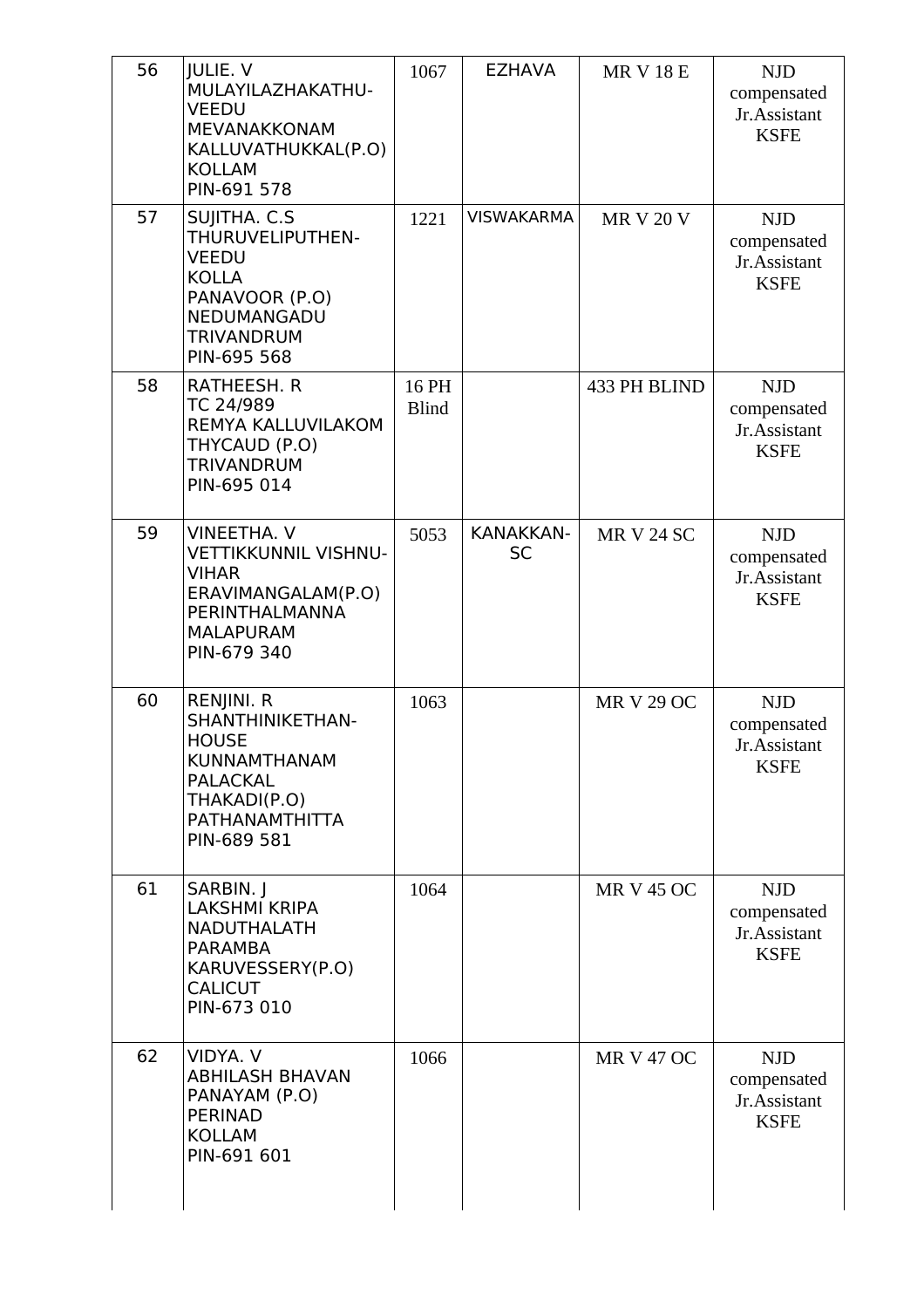| | | | | | |
|---|---|---|---|---|---|
| 56 | JULIE. V<br>MULAYILAZHAKATHU-VEEDU<br>MEVANAKKONAM<br>KALLUVATHUKKAL(P.O)<br>KOLLAM<br>PIN-691 578 | 1067 | EZHAVA | MR V 18 E | NJD compensated Jr.Assistant KSFE |
| 57 | SUJITHA. C.S<br>THURUVELIPUTHEN-VEEDU<br>KOLLA<br>PANAVOOR (P.O)<br>NEDUMANGADU<br>TRIVANDRUM<br>PIN-695 568 | 1221 | VISWAKARMA | MR V 20 V | NJD compensated Jr.Assistant KSFE |
| 58 | RATHEESH. R<br>TC 24/989<br>REMYA KALLUVILAKOM<br>THYCAUD (P.O)<br>TRIVANDRUM<br>PIN-695 014 | 16 PH Blind | | 433 PH BLIND | NJD compensated Jr.Assistant KSFE |
| 59 | VINEETHA. V<br>VETTIKKUNNIL VISHNU-VIHAR<br>ERAVIMANGALAM(P.O)<br>PERINTHALMANNA<br>MALAPURAM<br>PIN-679 340 | 5053 | KANAKKAN-SC | MR V 24 SC | NJD compensated Jr.Assistant KSFE |
| 60 | RENJINI. R<br>SHANTHINIKETHAN-HOUSE<br>KUNNAMTHANAM<br>PALACKAL<br>THAKADI(P.O)<br>PATHANAMTHITTA<br>PIN-689 581 | 1063 | | MR V 29 OC | NJD compensated Jr.Assistant KSFE |
| 61 | SARBIN. J<br>LAKSHMI KRIPA<br>NADUTHALATH<br>PARAMBA<br>KARUVESSERY(P.O)<br>CALICUT<br>PIN-673 010 | 1064 | | MR V 45 OC | NJD compensated Jr.Assistant KSFE |
| 62 | VIDYA. V<br>ABHILASH BHAVAN<br>PANAYAM (P.O)<br>PERINAD<br>KOLLAM<br>PIN-691 601 | 1066 | | MR V 47 OC | NJD compensated Jr.Assistant KSFE |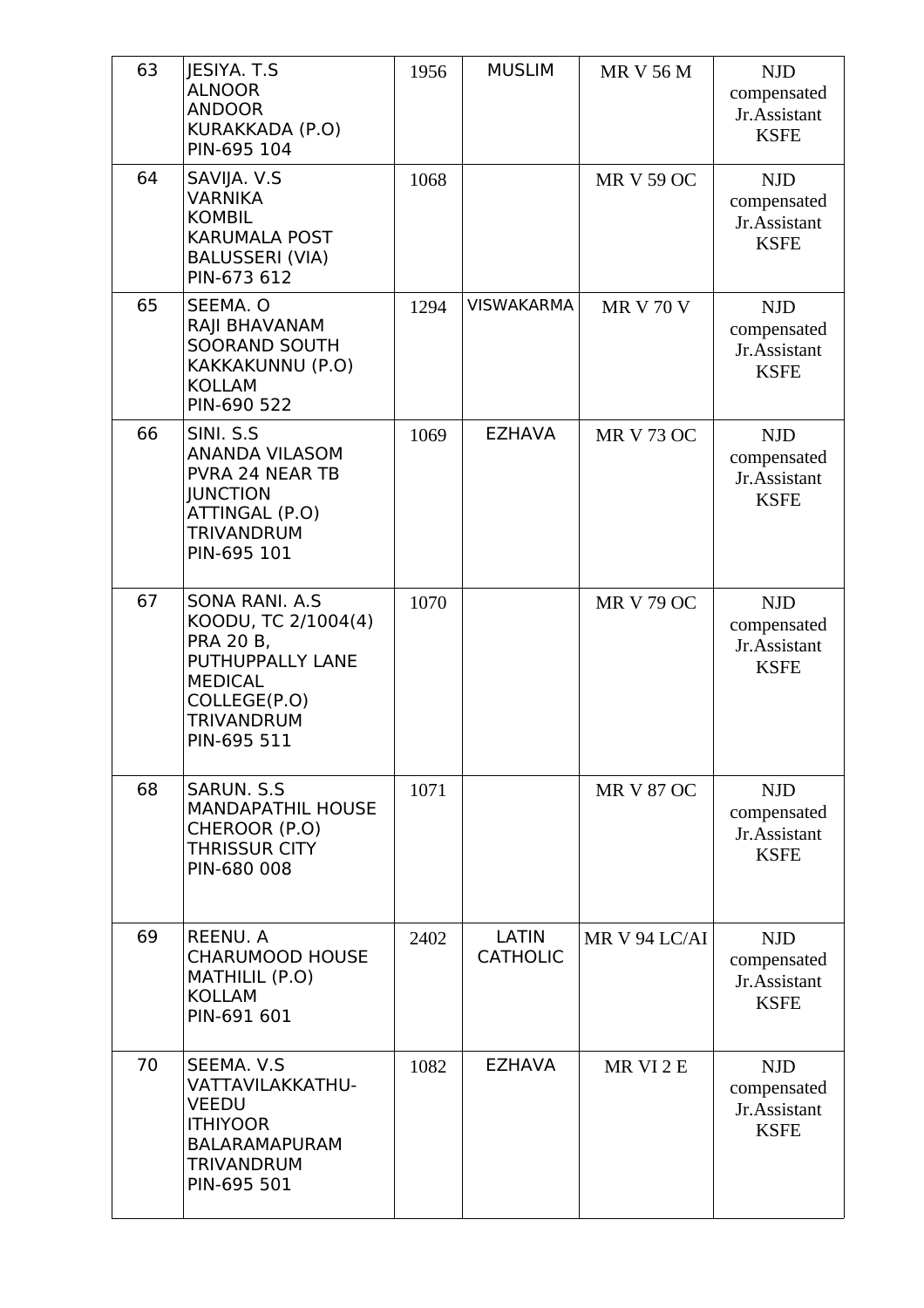| 63 | JESIYA. T.S<br>ALNOOR<br>ANDOOR<br>KURAKKADA (P.O)<br>PIN-695 104 | 1956 | MUSLIM | MR V 56 M | NJD compensated Jr.Assistant KSFE |
|---|---|---|---|---|---|
| 64 | SAVIJA. V.S<br>VARNIKA<br>KOMBIL<br>KARUMALA POST<br>BALUSSERI (VIA)<br>PIN-673 612 | 1068 | | MR V 59 OC | NJD compensated Jr.Assistant KSFE |
| 65 | SEEMA. O<br>RAJI BHAVANAM<br>SOORAND SOUTH<br>KAKKAKUNNU (P.O)<br>KOLLAM<br>PIN-690 522 | 1294 | VISWAKARMA | MR V 70 V | NJD compensated Jr.Assistant KSFE |
| 66 | SINI. S.S<br>ANANDA VILASOM<br>PVRA 24 NEAR TB JUNCTION<br>ATTINGAL (P.O)<br>TRIVANDRUM<br>PIN-695 101 | 1069 | EZHAVA | MR V 73 OC | NJD compensated Jr.Assistant KSFE |
| 67 | SONA RANI. A.S<br>KOODU, TC 2/1004(4)<br>PRA 20 B,<br>PUTHUPPALLY LANE<br>MEDICAL COLLEGE(P.O)<br>TRIVANDRUM<br>PIN-695 511 | 1070 | | MR V 79 OC | NJD compensated Jr.Assistant KSFE |
| 68 | SARUN. S.S<br>MANDAPATHIL HOUSE<br>CHEROOR (P.O)<br>THRISSUR CITY<br>PIN-680 008 | 1071 | | MR V 87 OC | NJD compensated Jr.Assistant KSFE |
| 69 | REENU. A<br>CHARUMOOD HOUSE<br>MATHILIL (P.O)<br>KOLLAM<br>PIN-691 601 | 2402 | LATIN CATHOLIC | MR V 94 LC/AI | NJD compensated Jr.Assistant KSFE |
| 70 | SEEMA. V.S<br>VATTAVILAKKATHU-VEEDU<br>ITHIYOOR<br>BALARAMAPURAM<br>TRIVANDRUM<br>PIN-695 501 | 1082 | EZHAVA | MR VI 2 E | NJD compensated Jr.Assistant KSFE |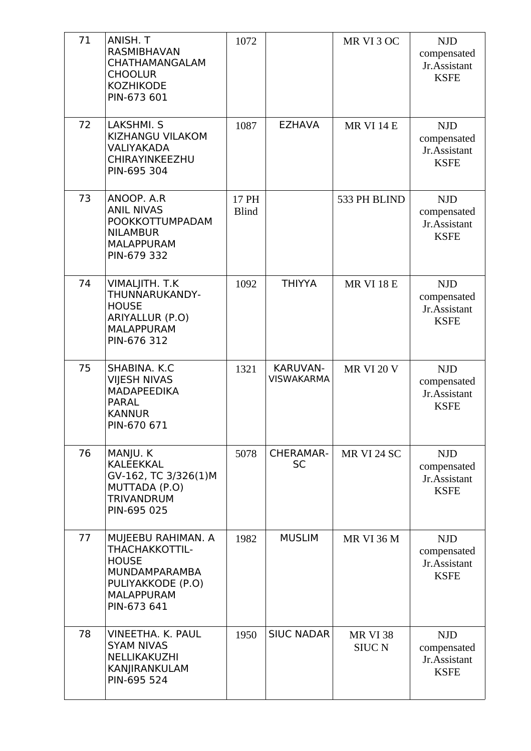| | | | | | |
|---|---|---|---|---|---|
| 71 | ANISH. T<br>RASMIBHAVAN<br>CHATHAMANGALAM<br>CHOOLUR<br>KOZHIKODE<br>PIN-673 601 | 1072 | | MR VI 3 OC | NJD compensated Jr.Assistant KSFE |
| 72 | LAKSHMI. S<br>KIZHANGU VILAKOM<br>VALIYAKADA<br>CHIRAYINKEEZHU<br>PIN-695 304 | 1087 | EZHAVA | MR VI 14 E | NJD compensated Jr.Assistant KSFE |
| 73 | ANOOP. A.R<br>ANIL NIVAS<br>POOKKOTTUMPADAM<br>NILAMBUR<br>MALAPPURAM<br>PIN-679 332 | 17 PH Blind | | 533 PH BLIND | NJD compensated Jr.Assistant KSFE |
| 74 | VIMALJITH. T.K<br>THUNNARUKANDY-HOUSE<br>ARIYALLUR (P.O)<br>MALAPPURAM<br>PIN-676 312 | 1092 | THIYYA | MR VI 18 E | NJD compensated Jr.Assistant KSFE |
| 75 | SHABINA. K.C<br>VIJESH NIVAS<br>MADAPEEDIKA<br>PARAL<br>KANNUR<br>PIN-670 671 | 1321 | KARUVAN-VISWAKARMA | MR VI 20 V | NJD compensated Jr.Assistant KSFE |
| 76 | MANJU. K<br>KALEEKKAL<br>GV-162, TC 3/326(1)M<br>MUTTADA (P.O)<br>TRIVANDRUM<br>PIN-695 025 | 5078 | CHERAMAR-SC | MR VI 24 SC | NJD compensated Jr.Assistant KSFE |
| 77 | MUJEEBU RAHIMAN. A<br>THACHAKKOTTIL-HOUSE<br>MUNDAMPARAMBA<br>PULIYAKKODE (P.O)<br>MALAPPURAM<br>PIN-673 641 | 1982 | MUSLIM | MR VI 36 M | NJD compensated Jr.Assistant KSFE |
| 78 | VINEETHA. K. PAUL<br>SYAM NIVAS<br>NELLIKAKUZHI<br>KANJIRANKULAM<br>PIN-695 524 | 1950 | SIUC NADAR | MR VI 38 SIUC N | NJD compensated Jr.Assistant KSFE |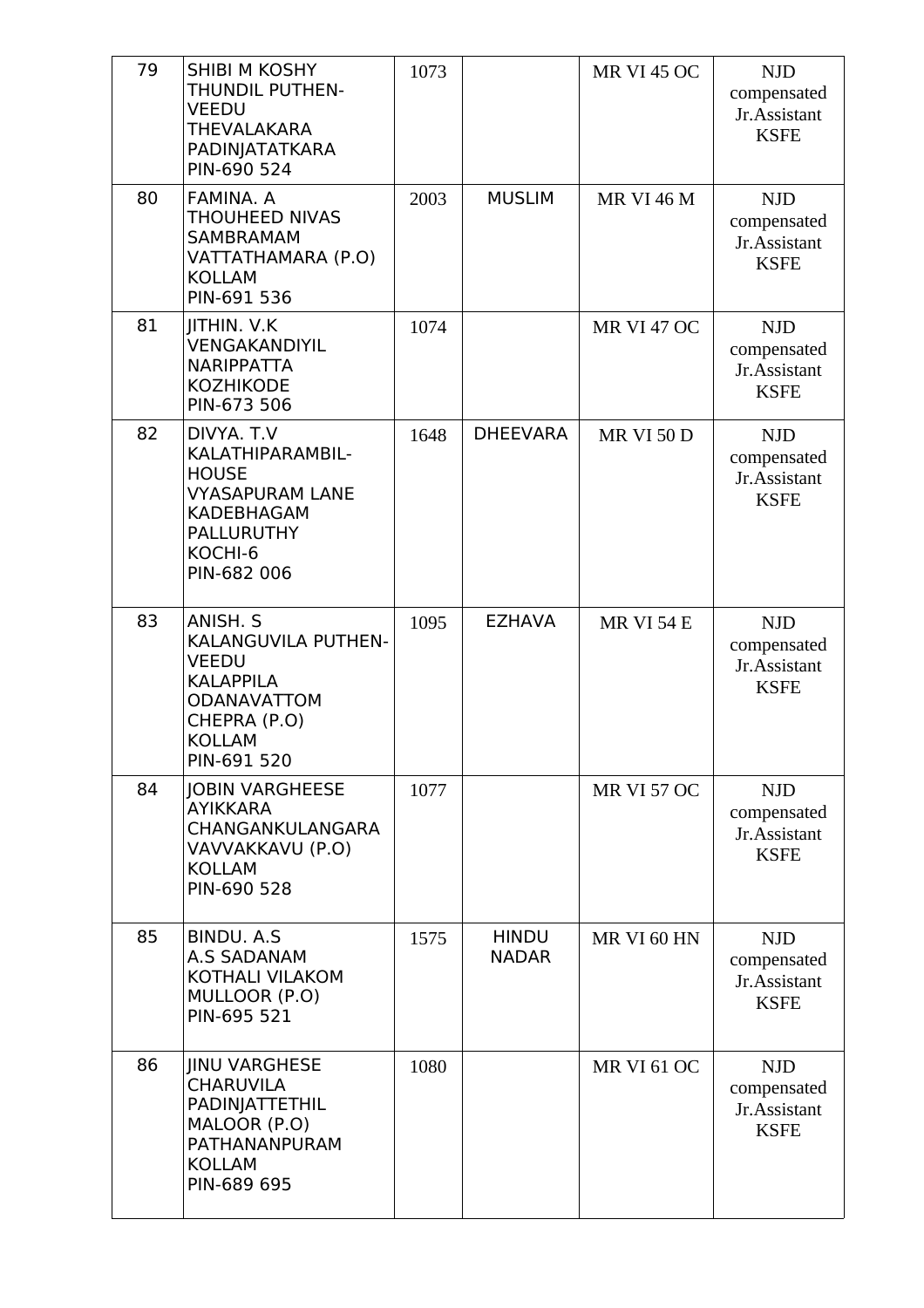| 79 | SHIBI M KOSHY<br>THUNDIL PUTHEN-<br>VEEDU<br>THEVALAKARA<br>PADINJATATKARA<br>PIN-690 524 | 1073 | | MR VI 45 OC | NJD compensated Jr.Assistant KSFE |
|---|---|---|---|---|---|
| 80 | FAMINA. A<br>THOUHEED NIVAS<br>SAMBRAMAM<br>VATTATHAMARA (P.O)<br>KOLLAM<br>PIN-691 536 | 2003 | MUSLIM | MR VI 46 M | NJD compensated Jr.Assistant KSFE |
| 81 | JITHIN. V.K<br>VENGAKANDIYIL<br>NARIPPATTA<br>KOZHIKODE<br>PIN-673 506 | 1074 | | MR VI 47 OC | NJD compensated Jr.Assistant KSFE |
| 82 | DIVYA. T.V<br>KALATHIPARAMBIL-<br>HOUSE<br>VYASAPURAM LANE<br>KADEBHAGAM<br>PALLURUTHY<br>KOCHI-6<br>PIN-682 006 | 1648 | DHEEVARA | MR VI 50 D | NJD compensated Jr.Assistant KSFE |
| 83 | ANISH. S<br>KALANGUVILA PUTHEN-<br>VEEDU<br>KALAPPILA<br>ODANAVATTOM<br>CHEPRA (P.O)<br>KOLLAM<br>PIN-691 520 | 1095 | EZHAVA | MR VI 54 E | NJD compensated Jr.Assistant KSFE |
| 84 | JOBIN VARGHEESE<br>AYIKKARA<br>CHANGANKULANGARA<br>VAVVAKKAVU (P.O)<br>KOLLAM<br>PIN-690 528 | 1077 | | MR VI 57 OC | NJD compensated Jr.Assistant KSFE |
| 85 | BINDU. A.S<br>A.S SADANAM<br>KOTHALI VILAKOM<br>MULLOOR (P.O)<br>PIN-695 521 | 1575 | HINDU NADAR | MR VI 60 HN | NJD compensated Jr.Assistant KSFE |
| 86 | JINU VARGHESE<br>CHARUVILA<br>PADINJATTETHIL<br>MALOOR (P.O)<br>PATHANANPURAM<br>KOLLAM<br>PIN-689 695 | 1080 | | MR VI 61 OC | NJD compensated Jr.Assistant KSFE |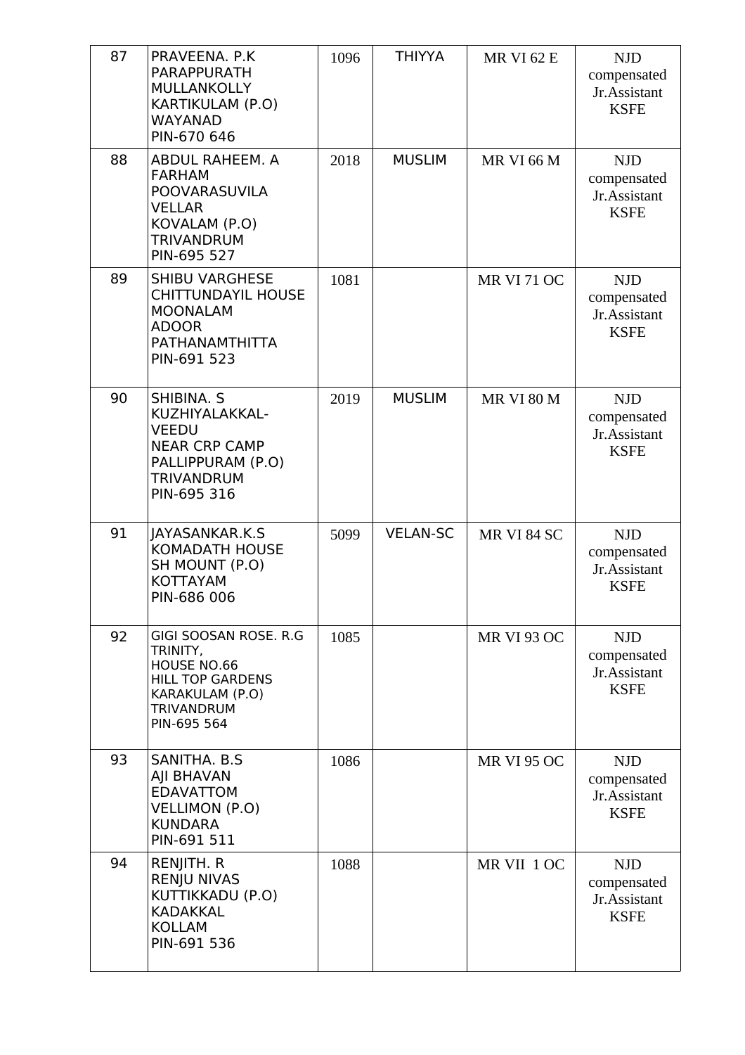| | | | | | |
|---|---|---|---|---|---|
| 87 | PRAVEENA. P.K<br>PARAPPURATH<br>MULLANKOLLY<br>KARTIKULAM (P.O)<br>WAYANAD<br>PIN-670 646 | 1096 | THIYYA | MR VI 62 E | NJD compensated Jr.Assistant KSFE |
| 88 | ABDUL RAHEEM. A<br>FARHAM<br>POOVARASUVILA<br>VELLAR<br>KOVALAM (P.O)<br>TRIVANDRUM<br>PIN-695 527 | 2018 | MUSLIM | MR VI 66 M | NJD compensated Jr.Assistant KSFE |
| 89 | SHIBU VARGHESE<br>CHITTUNDAYIL HOUSE<br>MOONALAM<br>ADOOR<br>PATHANAMTHITTA<br>PIN-691 523 | 1081 | | MR VI 71 OC | NJD compensated Jr.Assistant KSFE |
| 90 | SHIBINA. S<br>KUZHIYALAKKAL-VEEDU<br>NEAR CRP CAMP<br>PALLIPPURAM (P.O)<br>TRIVANDRUM<br>PIN-695 316 | 2019 | MUSLIM | MR VI 80 M | NJD compensated Jr.Assistant KSFE |
| 91 | JAYASANKAR.K.S<br>KOMADATH HOUSE<br>SH MOUNT (P.O)<br>KOTTAYAM<br>PIN-686 006 | 5099 | VELAN-SC | MR VI 84 SC | NJD compensated Jr.Assistant KSFE |
| 92 | GIGI SOOSAN ROSE. R.G<br>TRINITY,<br>HOUSE NO.66<br>HILL TOP GARDENS<br>KARAKULAM (P.O)<br>TRIVANDRUM<br>PIN-695 564 | 1085 | | MR VI 93 OC | NJD compensated Jr.Assistant KSFE |
| 93 | SANITHA. B.S<br>AJI BHAVAN<br>EDAVATTOM<br>VELLIMON (P.O)<br>KUNDARA<br>PIN-691 511 | 1086 | | MR VI 95 OC | NJD compensated Jr.Assistant KSFE |
| 94 | RENJITH. R<br>RENJU NIVAS<br>KUTTIKKADU (P.O)<br>KADAKKAL<br>KOLLAM<br>PIN-691 536 | 1088 | | MR VII 1 OC | NJD compensated Jr.Assistant KSFE |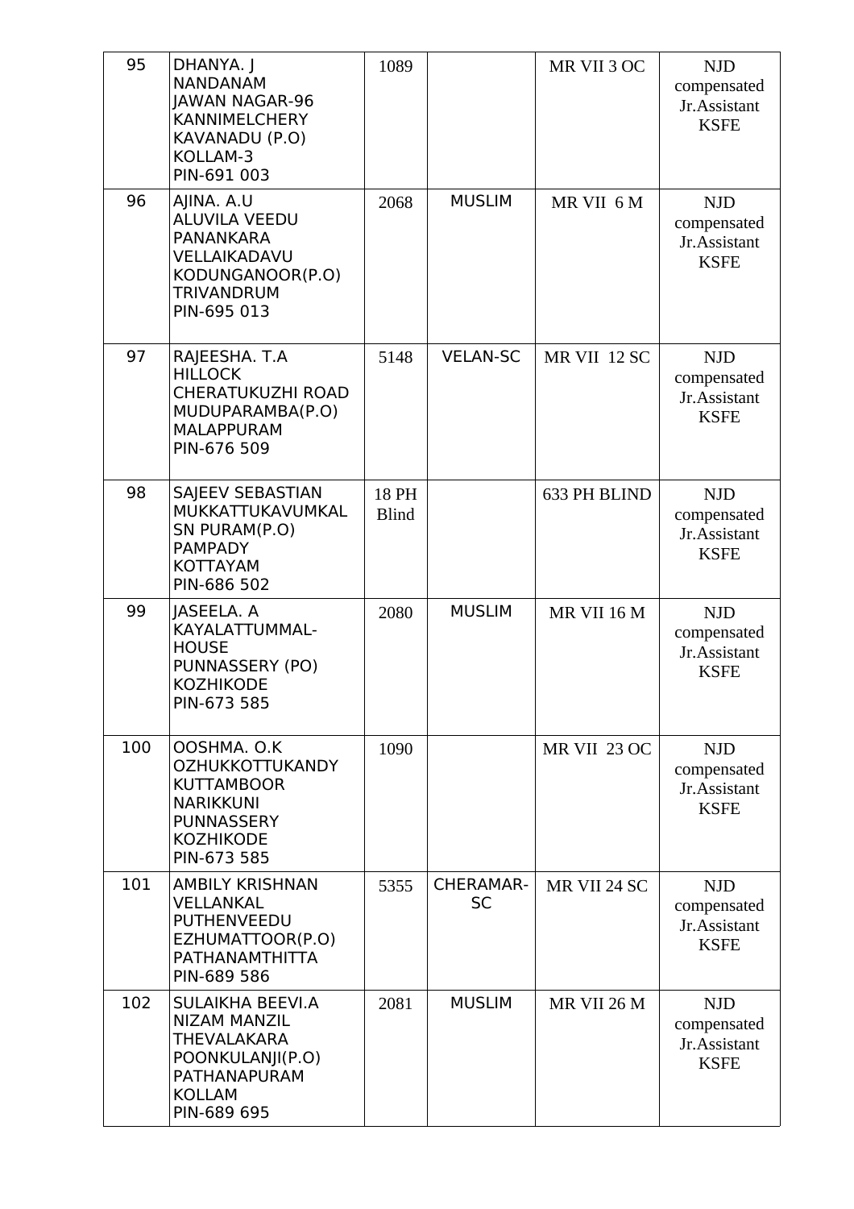| | | | | | |
|---|---|---|---|---|---|
| 95 | DHANYA. J<br>NANDANAM<br>JAWAN NAGAR-96<br>KANNIMELCHERY<br>KAVANADU (P.O)<br>KOLLAM-3<br>PIN-691 003 | 1089 | | MR VII 3 OC | NJD compensated Jr.Assistant KSFE |
| 96 | AJINA. A.U<br>ALUVILA VEEDU<br>PANANKARA<br>VELLAIKADAVU<br>KODUNGANOOR(P.O)<br>TRIVANDRUM<br>PIN-695 013 | 2068 | MUSLIM | MR VII 6 M | NJD compensated Jr.Assistant KSFE |
| 97 | RAJEESHA. T.A<br>HILLOCK<br>CHERATUKUZHI ROAD<br>MUDUPARAMBA(P.O)<br>MALAPPURAM<br>PIN-676 509 | 5148 | VELAN-SC | MR VII 12 SC | NJD compensated Jr.Assistant KSFE |
| 98 | SAJEEV SEBASTIAN<br>MUKKATTUKAVUMKAL<br>SN PURAM(P.O)<br>PAMPADY<br>KOTTAYAM<br>PIN-686 502 | 18 PH Blind | | 633 PH BLIND | NJD compensated Jr.Assistant KSFE |
| 99 | JASEELA. A<br>KAYALATTUMMAL-HOUSE<br>PUNNASSERY (PO)<br>KOZHIKODE<br>PIN-673 585 | 2080 | MUSLIM | MR VII 16 M | NJD compensated Jr.Assistant KSFE |
| 100 | OOSHMA. O.K<br>OZHUKKOTTUKANDY<br>KUTTAMBOOR<br>NARIKKUNI<br>PUNNASSERY<br>KOZHIKODE<br>PIN-673 585 | 1090 | | MR VII 23 OC | NJD compensated Jr.Assistant KSFE |
| 101 | AMBILY KRISHNAN<br>VELLANKAL<br>PUTHENVEEDU<br>EZHUMATTOOR(P.O)<br>PATHANAMTHITTA<br>PIN-689 586 | 5355 | CHERAMAR-SC | MR VII 24 SC | NJD compensated Jr.Assistant KSFE |
| 102 | SULAIKHA BEEVI.A<br>NIZAM MANZIL<br>THEVALAKARA<br>POONKULANJI(P.O)<br>PATHANAPURAM<br>KOLLAM<br>PIN-689 695 | 2081 | MUSLIM | MR VII 26 M | NJD compensated Jr.Assistant KSFE |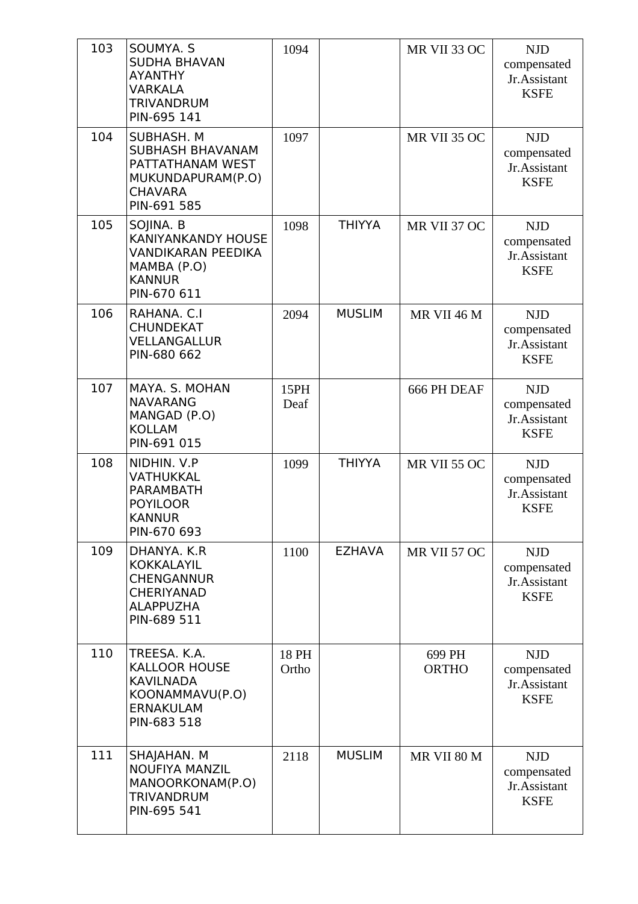| | | | | | |
|---|---|---|---|---|---|
| 103 | SOUMYA. S<br>SUDHA BHAVAN<br>AYANTHY<br>VARKALA<br>TRIVANDRUM<br>PIN-695 141 | 1094 | | MR VII 33 OC | NJD compensated Jr.Assistant KSFE |
| 104 | SUBHASH. M<br>SUBHASH BHAVANAM<br>PATTATHANAM WEST<br>MUKUNDAPURAM(P.O)<br>CHAVARA<br>PIN-691 585 | 1097 | | MR VII 35 OC | NJD compensated Jr.Assistant KSFE |
| 105 | SOJINA. B<br>KANIYANKANDY HOUSE<br>VANDIKARAN PEEDIKA<br>MAMBA (P.O)<br>KANNUR<br>PIN-670 611 | 1098 | THIYYA | MR VII 37 OC | NJD compensated Jr.Assistant KSFE |
| 106 | RAHANA. C.I<br>CHUNDEKAT<br>VELLANGALLUR<br>PIN-680 662 | 2094 | MUSLIM | MR VII 46 M | NJD compensated Jr.Assistant KSFE |
| 107 | MAYA. S. MOHAN<br>NAVARANG<br>MANGAD (P.O)<br>KOLLAM<br>PIN-691 015 | 15PH Deaf | | 666 PH DEAF | NJD compensated Jr.Assistant KSFE |
| 108 | NIDHIN. V.P<br>VATHUKKAL<br>PARAMBATH<br>POYILOOR<br>KANNUR<br>PIN-670 693 | 1099 | THIYYA | MR VII 55 OC | NJD compensated Jr.Assistant KSFE |
| 109 | DHANYA. K.R<br>KOKKALAYIL<br>CHENGANNUR<br>CHERIYANAD<br>ALAPPUZHA<br>PIN-689 511 | 1100 | EZHAVA | MR VII 57 OC | NJD compensated Jr.Assistant KSFE |
| 110 | TREESA. K.A.<br>KALLOOR HOUSE<br>KAVILNADA<br>KOONAMMAVU(P.O)<br>ERNAKULAM<br>PIN-683 518 | 18 PH Ortho | | 699 PH ORTHO | NJD compensated Jr.Assistant KSFE |
| 111 | SHAJAHAN. M<br>NOUFIYA MANZIL<br>MANOORKONAM(P.O)<br>TRIVANDRUM<br>PIN-695 541 | 2118 | MUSLIM | MR VII 80 M | NJD compensated Jr.Assistant KSFE |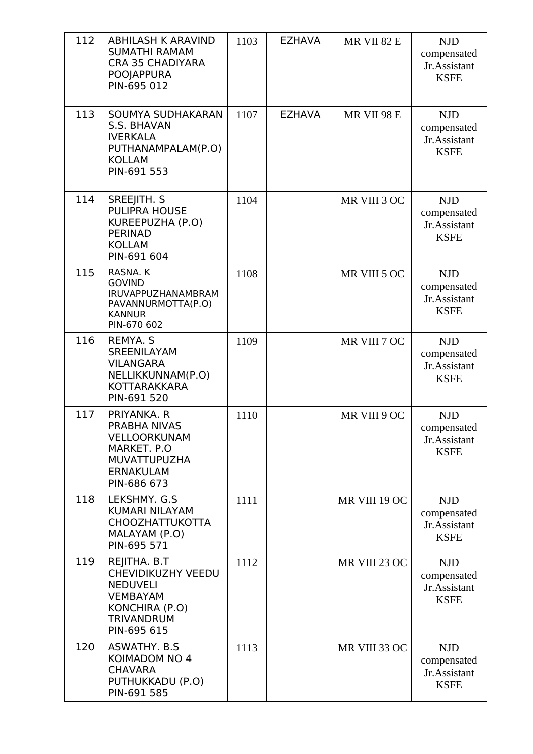| | | | | | |
|---|---|---|---|---|---|
| 112 | ABHILASH K ARAVIND<br>SUMATHI RAMAM<br>CRA 35 CHADIYARA<br>POOJAPPURA<br>PIN-695 012 | 1103 | EZHAVA | MR VII 82 E | NJD compensated Jr.Assistant KSFE |
| 113 | SOUMYA SUDHAKARAN<br>S.S. BHAVAN<br>IVERKALA<br>PUTHANAMPALAM(P.O)<br>KOLLAM<br>PIN-691 553 | 1107 | EZHAVA | MR VII 98 E | NJD compensated Jr.Assistant KSFE |
| 114 | SREEJITH. S<br>PULIPRA HOUSE<br>KUREEPUZHA (P.O)<br>PERINAD<br>KOLLAM<br>PIN-691 604 | 1104 | | MR VIII 3 OC | NJD compensated Jr.Assistant KSFE |
| 115 | RASNA. K<br>GOVIND<br>IRUVAPPUZHANAMBRAM<br>PAVANNURMOTTA(P.O)<br>KANNUR<br>PIN-670 602 | 1108 | | MR VIII 5 OC | NJD compensated Jr.Assistant KSFE |
| 116 | REMYA. S<br>SREENILAYAM<br>VILANGARA<br>NELLIKKUNNAM(P.O)<br>KOTTARAKKARA<br>PIN-691 520 | 1109 | | MR VIII 7 OC | NJD compensated Jr.Assistant KSFE |
| 117 | PRIYANKA. R<br>PRABHA NIVAS<br>VELLOORKUNAM<br>MARKET. P.O<br>MUVATTUPUZHA<br>ERNAKULAM<br>PIN-686 673 | 1110 | | MR VIII 9 OC | NJD compensated Jr.Assistant KSFE |
| 118 | LEKSHMY. G.S<br>KUMARI NILAYAM<br>CHOOZHATTUKOTTA<br>MALAYAM (P.O)<br>PIN-695 571 | 1111 | | MR VIII 19 OC | NJD compensated Jr.Assistant KSFE |
| 119 | REJITHA. B.T<br>CHEVIDIKUZHY VEEDU<br>NEDUVELI<br>VEMBAYAM<br>KONCHIRA (P.O)<br>TRIVANDRUM<br>PIN-695 615 | 1112 | | MR VIII 23 OC | NJD compensated Jr.Assistant KSFE |
| 120 | ASWATHY. B.S<br>KOIMADOM NO 4<br>CHAVARA<br>PUTHUKKADU (P.O)<br>PIN-691 585 | 1113 | | MR VIII 33 OC | NJD compensated Jr.Assistant KSFE |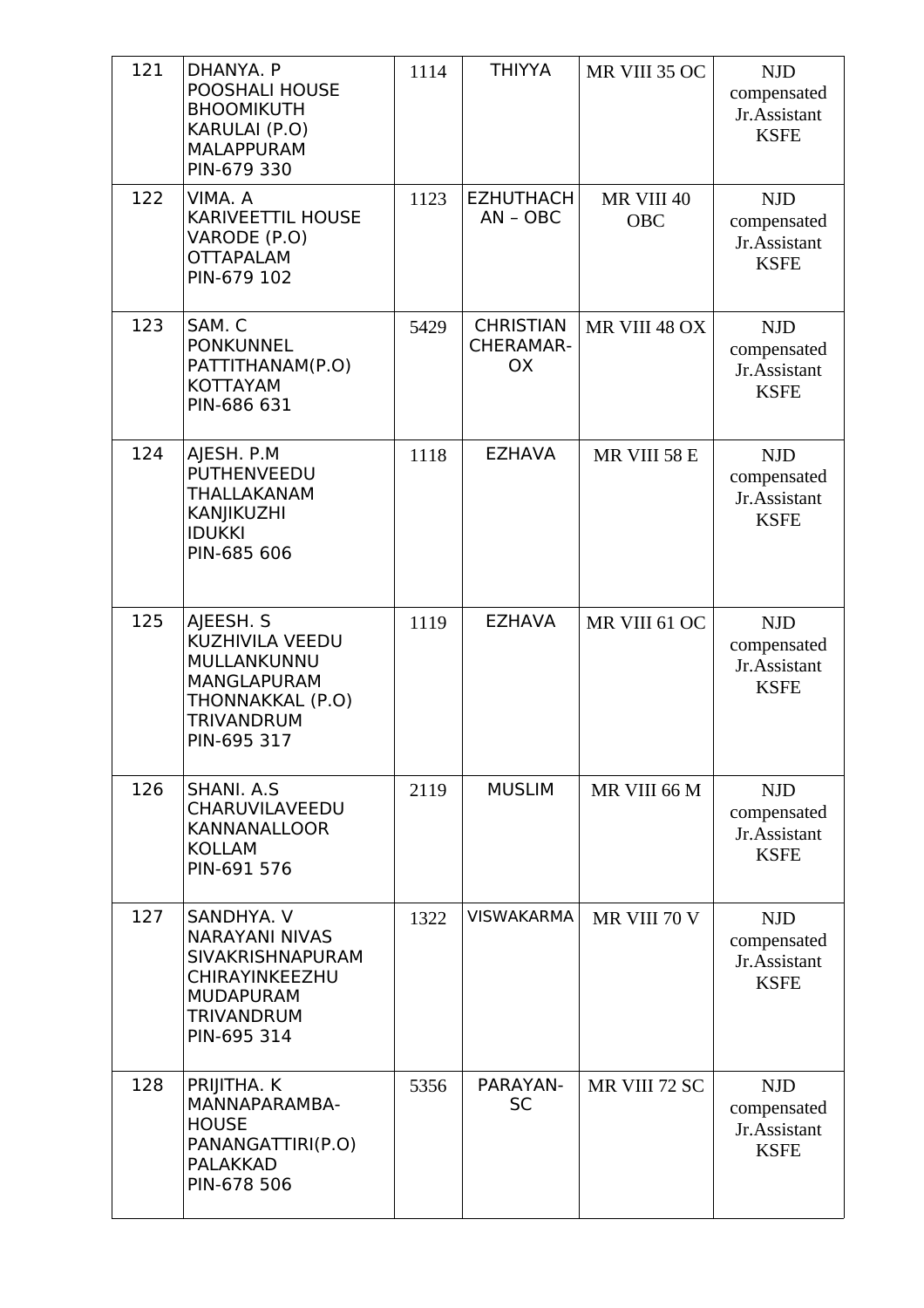| 121 | DHANYA. P<br>POOSHALI HOUSE<br>BHOOMIKUTH<br>KARULAI (P.O)<br>MALAPPURAM<br>PIN-679 330 | 1114 | THIYYA | MR VIII 35 OC | NJD compensated Jr.Assistant KSFE |
|---|---|---|---|---|---|
| 122 | VIMA. A<br>KARIVEETTIL HOUSE<br>VARODE (P.O)<br>OTTAPALAM<br>PIN-679 102 | 1123 | EZHUTHACHAN – OBC | MR VIII 40 OBC | NJD compensated Jr.Assistant KSFE |
| 123 | SAM. C<br>PONKUNNEL<br>PATTITHANAM(P.O)<br>KOTTAYAM<br>PIN-686 631 | 5429 | CHRISTIAN CHERAMAR-OX | MR VIII 48 OX | NJD compensated Jr.Assistant KSFE |
| 124 | AJESH. P.M<br>PUTHENVEEDU<br>THALLAKANAM<br>KANJIKUZHI<br>IDUKKI<br>PIN-685 606 | 1118 | EZHAVA | MR VIII 58 E | NJD compensated Jr.Assistant KSFE |
| 125 | AJEESH. S<br>KUZHIVILA VEEDU<br>MULLANKUNNU<br>MANGLAPURAM<br>THONNAKKAL (P.O)<br>TRIVANDRUM<br>PIN-695 317 | 1119 | EZHAVA | MR VIII 61 OC | NJD compensated Jr.Assistant KSFE |
| 126 | SHANI. A.S<br>CHARUVILAVEEDU<br>KANNANALLOOR<br>KOLLAM<br>PIN-691 576 | 2119 | MUSLIM | MR VIII 66 M | NJD compensated Jr.Assistant KSFE |
| 127 | SANDHYA. V<br>NARAYANI NIVAS<br>SIVAKRISHNAPURAM<br>CHIRAYINKEEZHU<br>MUDAPURAM<br>TRIVANDRUM<br>PIN-695 314 | 1322 | VISWAKARMA | MR VIII 70 V | NJD compensated Jr.Assistant KSFE |
| 128 | PRIJITHA. K<br>MANNAPARAMBA-HOUSE<br>PANANGATTIRI(P.O)<br>PALAKKAD<br>PIN-678 506 | 5356 | PARAYAN-SC | MR VIII 72 SC | NJD compensated Jr.Assistant KSFE |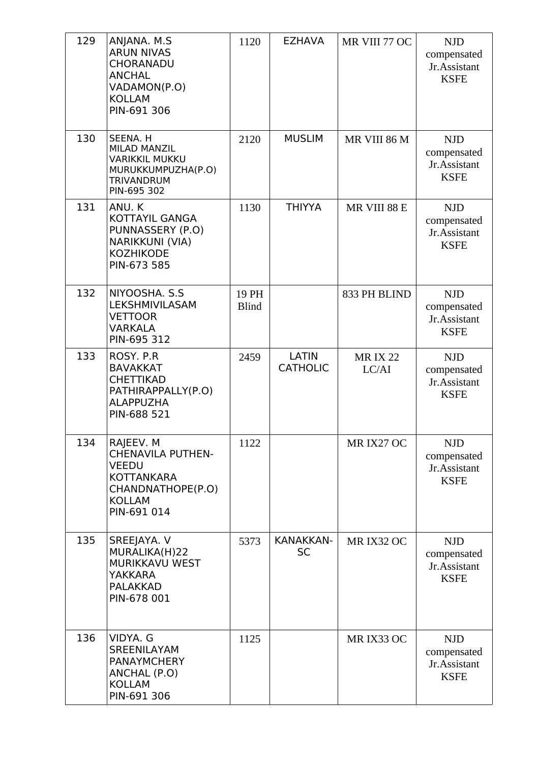| 129 | ANJANA. M.S<br>ARUN NIVAS<br>CHORANADU<br>ANCHAL<br>VADAMON(P.O)<br>KOLLAM<br>PIN-691 306 | 1120 | EZHAVA | MR VIII 77 OC | NJD compensated Jr.Assistant KSFE |
|---|---|---|---|---|---|
| 130 | SEENA. H<br>MILAD MANZIL<br>VARIKKIL MUKKU<br>MURUKKUMPUZHA(P.O)<br>TRIVANDRUM<br>PIN-695 302 | 2120 | MUSLIM | MR VIII 86 M | NJD compensated Jr.Assistant KSFE |
| 131 | ANU. K<br>KOTTAYIL GANGA<br>PUNNASSERY (P.O)<br>NARIKKUNI (VIA)<br>KOZHIKODE<br>PIN-673 585 | 1130 | THIYYA | MR VIII 88 E | NJD compensated Jr.Assistant KSFE |
| 132 | NIYOOSHA. S.S<br>LEKSHMIVILASAM<br>VETTOOR<br>VARKALA<br>PIN-695 312 | 19 PH Blind | | 833 PH BLIND | NJD compensated Jr.Assistant KSFE |
| 133 | ROSY. P.R<br>BAVAKKAT<br>CHETTIKAD<br>PATHIRAPPALLY(P.O)<br>ALAPPUZHA<br>PIN-688 521 | 2459 | LATIN CATHOLIC | MR IX 22 LC/AI | NJD compensated Jr.Assistant KSFE |
| 134 | RAJEEV. M<br>CHENAVILA PUTHEN-VEEDU<br>KOTTANKARA<br>CHANDNATHOPE(P.O)<br>KOLLAM<br>PIN-691 014 | 1122 | | MR IX27 OC | NJD compensated Jr.Assistant KSFE |
| 135 | SREEJAYA. V<br>MURALIKA(H)22<br>MURIKKAVU WEST<br>YAKKARA<br>PALAKKAD<br>PIN-678 001 | 5373 | KANAKKAN-SC | MR IX32 OC | NJD compensated Jr.Assistant KSFE |
| 136 | VIDYA. G<br>SREENILAYAM<br>PANAYMCHERY<br>ANCHAL (P.O)<br>KOLLAM<br>PIN-691 306 | 1125 | | MR IX33 OC | NJD compensated Jr.Assistant KSFE |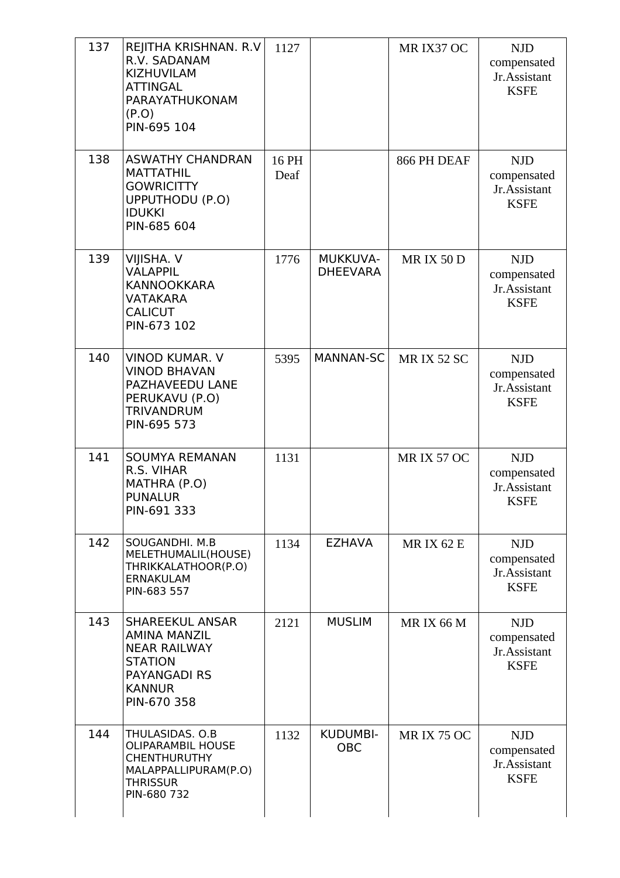| | | | | | |
|---|---|---|---|---|---|
| 137 | REJITHA KRISHNAN. R.V<br>R.V. SADANAM<br>KIZHUVILAM<br>ATTINGAL<br>PARAYATHUKONAM (P.O)<br>PIN-695 104 | 1127 | | MR IX37 OC | NJD compensated Jr.Assistant KSFE |
| 138 | ASWATHY CHANDRAN<br>MATTATHIL<br>GOWRICITTY<br>UPPUTHODU (P.O)<br>IDUKKI<br>PIN-685 604 | 16 PH Deaf | | 866 PH DEAF | NJD compensated Jr.Assistant KSFE |
| 139 | VIJISHA. V<br>VALAPPIL<br>KANNOOKKARA<br>VATAKARA<br>CALICUT<br>PIN-673 102 | 1776 | MUKKUVA-DHEEVARA | MR IX 50 D | NJD compensated Jr.Assistant KSFE |
| 140 | VINOD KUMAR. V<br>VINOD BHAVAN<br>PAZHAVEEDU LANE<br>PERUKAVU (P.O)<br>TRIVANDRUM<br>PIN-695 573 | 5395 | MANNAN-SC | MR IX 52 SC | NJD compensated Jr.Assistant KSFE |
| 141 | SOUMYA REMANAN<br>R.S. VIHAR<br>MATHRA (P.O)<br>PUNALUR<br>PIN-691 333 | 1131 | | MR IX 57 OC | NJD compensated Jr.Assistant KSFE |
| 142 | SOUGANDHI. M.B<br>MELETHUMALIL(HOUSE)<br>THRIKKALATHOOR(P.O)<br>ERNAKULAM<br>PIN-683 557 | 1134 | EZHAVA | MR IX 62 E | NJD compensated Jr.Assistant KSFE |
| 143 | SHAREEKUL ANSAR<br>AMINA MANZIL<br>NEAR RAILWAY STATION<br>PAYANGADI RS<br>KANNUR<br>PIN-670 358 | 2121 | MUSLIM | MR IX 66 M | NJD compensated Jr.Assistant KSFE |
| 144 | THULASIDAS. O.B<br>OLIPARAMBIL HOUSE<br>CHENTHURUTHY<br>MALAPPALLIPURAM(P.O)<br>THRISSUR<br>PIN-680 732 | 1132 | KUDUMBI-OBC | MR IX 75 OC | NJD compensated Jr.Assistant KSFE |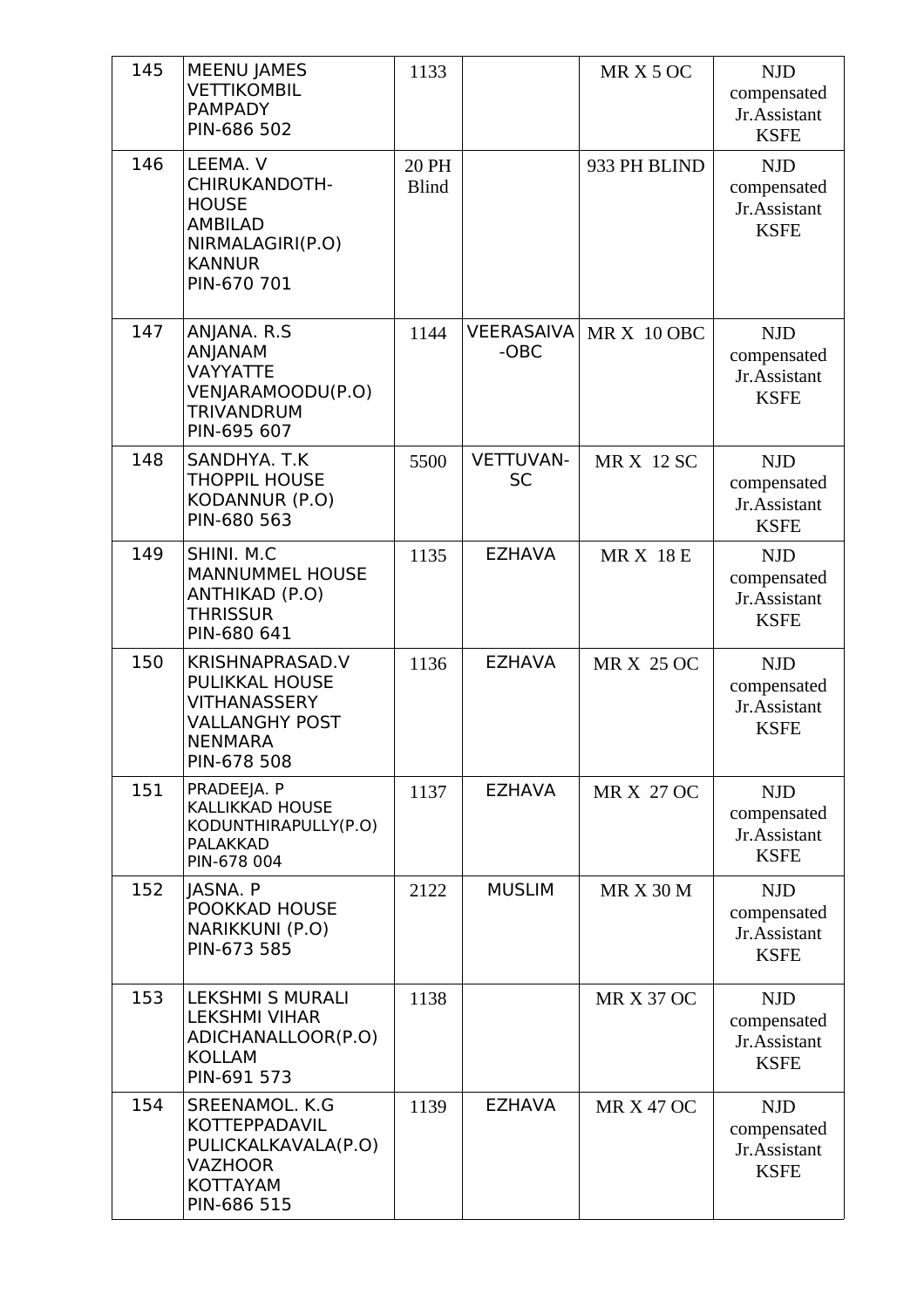| | | | | | |
|---|---|---|---|---|---|
| 145 | MEENU JAMES<br>VETTIKOMBIL<br>PAMPADY<br>PIN-686 502 | 1133 | | MR X 5 OC | NJD compensated Jr.Assistant KSFE |
| 146 | LEEMA. V<br>CHIRUKANDOTH-HOUSE<br>AMBILAD<br>NIRMALAGIRI(P.O)<br>KANNUR<br>PIN-670 701 | 20 PH Blind | | 933 PH BLIND | NJD compensated Jr.Assistant KSFE |
| 147 | ANJANA. R.S<br>ANJANAM<br>VAYYATTE<br>VENJARAMOODU(P.O)<br>TRIVANDRUM<br>PIN-695 607 | 1144 | VEERASAIVA-OBC | MR X 10 OBC | NJD compensated Jr.Assistant KSFE |
| 148 | SANDHYA. T.K<br>THOPPIL HOUSE<br>KODANNUR (P.O)<br>PIN-680 563 | 5500 | VETTUVAN-SC | MR X 12 SC | NJD compensated Jr.Assistant KSFE |
| 149 | SHINI. M.C<br>MANNUMMEL HOUSE<br>ANTHIKAD (P.O)<br>THRISSUR<br>PIN-680 641 | 1135 | EZHAVA | MR X 18 E | NJD compensated Jr.Assistant KSFE |
| 150 | KRISHNAPRASAD.V<br>PULIKKAL HOUSE<br>VITHANASSERY<br>VALLANGHY POST<br>NENMARA<br>PIN-678 508 | 1136 | EZHAVA | MR X 25 OC | NJD compensated Jr.Assistant KSFE |
| 151 | PRADEEJA. P<br>KALLIKKAD HOUSE<br>KODUNTHIRAPULLY(P.O)<br>PALAKKAD<br>PIN-678 004 | 1137 | EZHAVA | MR X 27 OC | NJD compensated Jr.Assistant KSFE |
| 152 | JASNA. P<br>POOKKAD HOUSE<br>NARIKKUNI (P.O)<br>PIN-673 585 | 2122 | MUSLIM | MR X 30 M | NJD compensated Jr.Assistant KSFE |
| 153 | LEKSHMI S MURALI<br>LEKSHMI VIHAR<br>ADICHANALLOOR(P.O)<br>KOLLAM<br>PIN-691 573 | 1138 | | MR X 37 OC | NJD compensated Jr.Assistant KSFE |
| 154 | SREENAMOL. K.G<br>KOTTEPPADAVIL<br>PULICKALKAVALA(P.O)<br>VAZHOOR<br>KOTTAYAM<br>PIN-686 515 | 1139 | EZHAVA | MR X 47 OC | NJD compensated Jr.Assistant KSFE |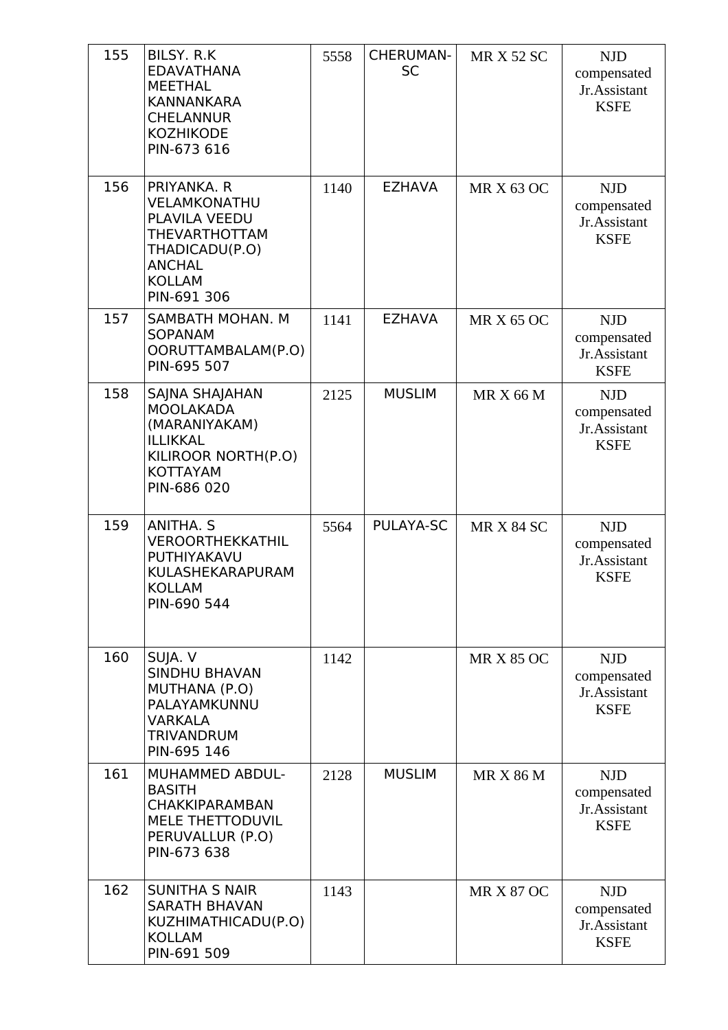| 155 | BILSY. R.K<br>EDAVATHANA<br>MEETHAL<br>KANNANKARA<br>CHELANNUR<br>KOZHIKODE<br>PIN-673 616 | 5558 | CHERUMAN-SC | MR X 52 SC | NJD compensated Jr.Assistant KSFE |
|---|---|---|---|---|---|
| 156 | PRIYANKA. R<br>VELAMKONATHU<br>PLAVILA VEEDU<br>THEVARTHOTTAM<br>THADICADU(P.O)<br>ANCHAL<br>KOLLAM<br>PIN-691 306 | 1140 | EZHAVA | MR X 63 OC | NJD compensated Jr.Assistant KSFE |
| 157 | SAMBATH MOHAN. M<br>SOPANAM<br>OORUTTAMBALAM(P.O)<br>PIN-695 507 | 1141 | EZHAVA | MR X 65 OC | NJD compensated Jr.Assistant KSFE |
| 158 | SAJNA SHAJAHAN<br>MOOLAKADA<br>(MARANIYAKAM)<br>ILLIKKAL<br>KILIROOR NORTH(P.O)<br>KOTTAYAM<br>PIN-686 020 | 2125 | MUSLIM | MR X 66 M | NJD compensated Jr.Assistant KSFE |
| 159 | ANITHA. S<br>VEROORTHEKKATHIL<br>PUTHIYAKAVU<br>KULASHEKARAPURAM<br>KOLLAM<br>PIN-690 544 | 5564 | PULAYA-SC | MR X 84 SC | NJD compensated Jr.Assistant KSFE |
| 160 | SUJA. V<br>SINDHU BHAVAN<br>MUTHANA (P.O)<br>PALAYAMKUNNU<br>VARKALA<br>TRIVANDRUM<br>PIN-695 146 | 1142 | | MR X 85 OC | NJD compensated Jr.Assistant KSFE |
| 161 | MUHAMMED ABDUL-BASITH<br>CHAKKIPARAMBAN<br>MELE THETTODUVIL<br>PERUVALLUR (P.O)<br>PIN-673 638 | 2128 | MUSLIM | MR X 86 M | NJD compensated Jr.Assistant KSFE |
| 162 | SUNITHA S NAIR<br>SARATH BHAVAN<br>KUZHIMATHICADU(P.O)<br>KOLLAM<br>PIN-691 509 | 1143 | | MR X 87 OC | NJD compensated Jr.Assistant KSFE |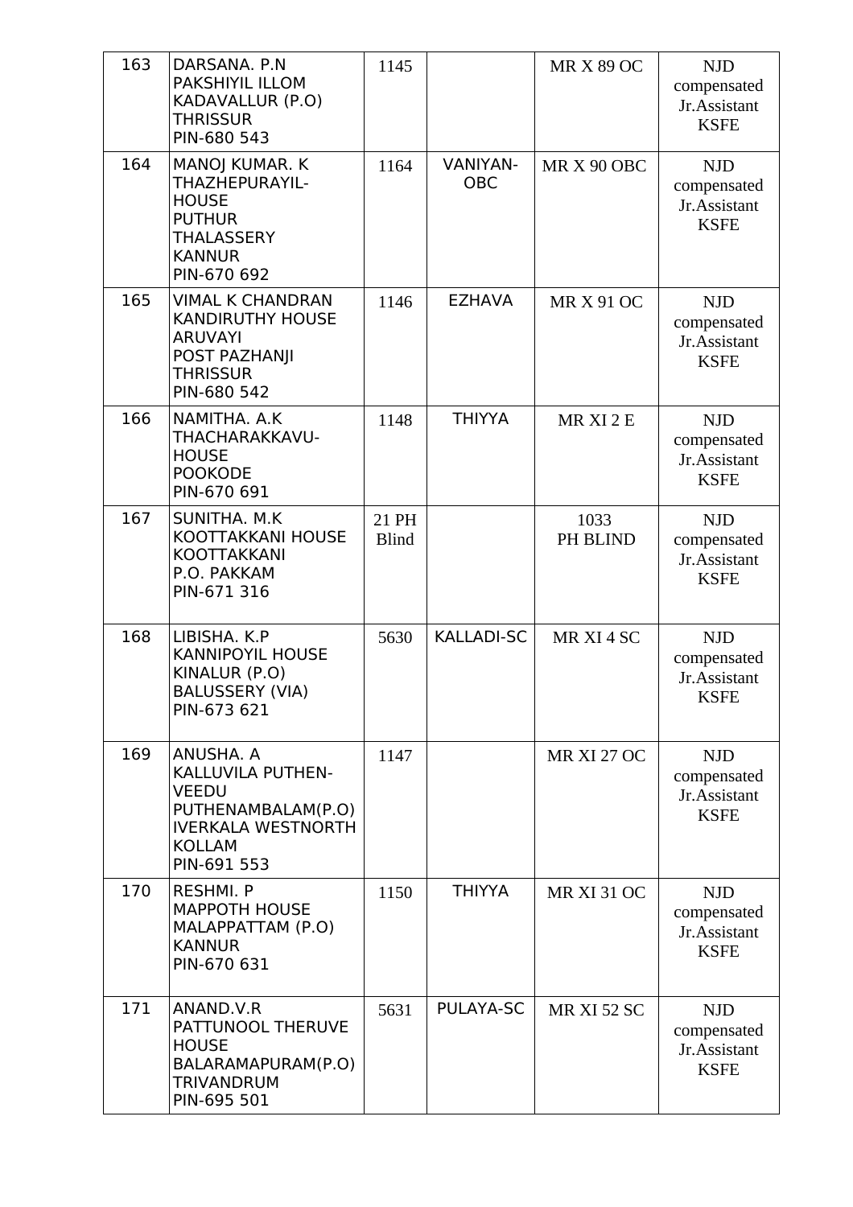| 163 | DARSANA. P.N<br>PAKSHIYIL ILLOM<br>KADAVALLUR (P.O)<br>THRISSUR<br>PIN-680 543 | 1145 | | MR X 89 OC | NJD compensated Jr.Assistant KSFE |
|---|---|---|---|---|---|
| 164 | MANOJ KUMAR. K<br>THAZHEPURAYIL-HOUSE<br>PUTHUR<br>THALASSERY<br>KANNUR<br>PIN-670 692 | 1164 | VANIYAN-OBC | MR X 90 OBC | NJD compensated Jr.Assistant KSFE |
| 165 | VIMAL K CHANDRAN<br>KANDIRUTHY HOUSE<br>ARUVAYI<br>POST PAZHANJI<br>THRISSUR<br>PIN-680 542 | 1146 | EZHAVA | MR X 91 OC | NJD compensated Jr.Assistant KSFE |
| 166 | NAMITHA. A.K<br>THACHARAKKAVU-HOUSE<br>POOKODE<br>PIN-670 691 | 1148 | THIYYA | MR XI 2 E | NJD compensated Jr.Assistant KSFE |
| 167 | SUNITHA. M.K<br>KOOTTAKKANI HOUSE<br>KOOTTAKKANI<br>P.O. PAKKAM<br>PIN-671 316 | 21 PH Blind | | 1033 PH BLIND | NJD compensated Jr.Assistant KSFE |
| 168 | LIBISHA. K.P<br>KANNIPOYIL HOUSE<br>KINALUR (P.O)<br>BALUSSERY (VIA)<br>PIN-673 621 | 5630 | KALLADI-SC | MR XI 4 SC | NJD compensated Jr.Assistant KSFE |
| 169 | ANUSHA. A<br>KALLUVILA PUTHEN-VEEDU<br>PUTHENAMBALAM(P.O)<br>IVERKALA WESTNORTH<br>KOLLAM<br>PIN-691 553 | 1147 | | MR XI 27 OC | NJD compensated Jr.Assistant KSFE |
| 170 | RESHMI. P<br>MAPPOTH HOUSE<br>MALAPPATTAM (P.O)<br>KANNUR<br>PIN-670 631 | 1150 | THIYYA | MR XI 31 OC | NJD compensated Jr.Assistant KSFE |
| 171 | ANAND.V.R<br>PATTUNOOL THERUVE HOUSE<br>BALARAMAPURAM(P.O)<br>TRIVANDRUM<br>PIN-695 501 | 5631 | PULAYA-SC | MR XI 52 SC | NJD compensated Jr.Assistant KSFE |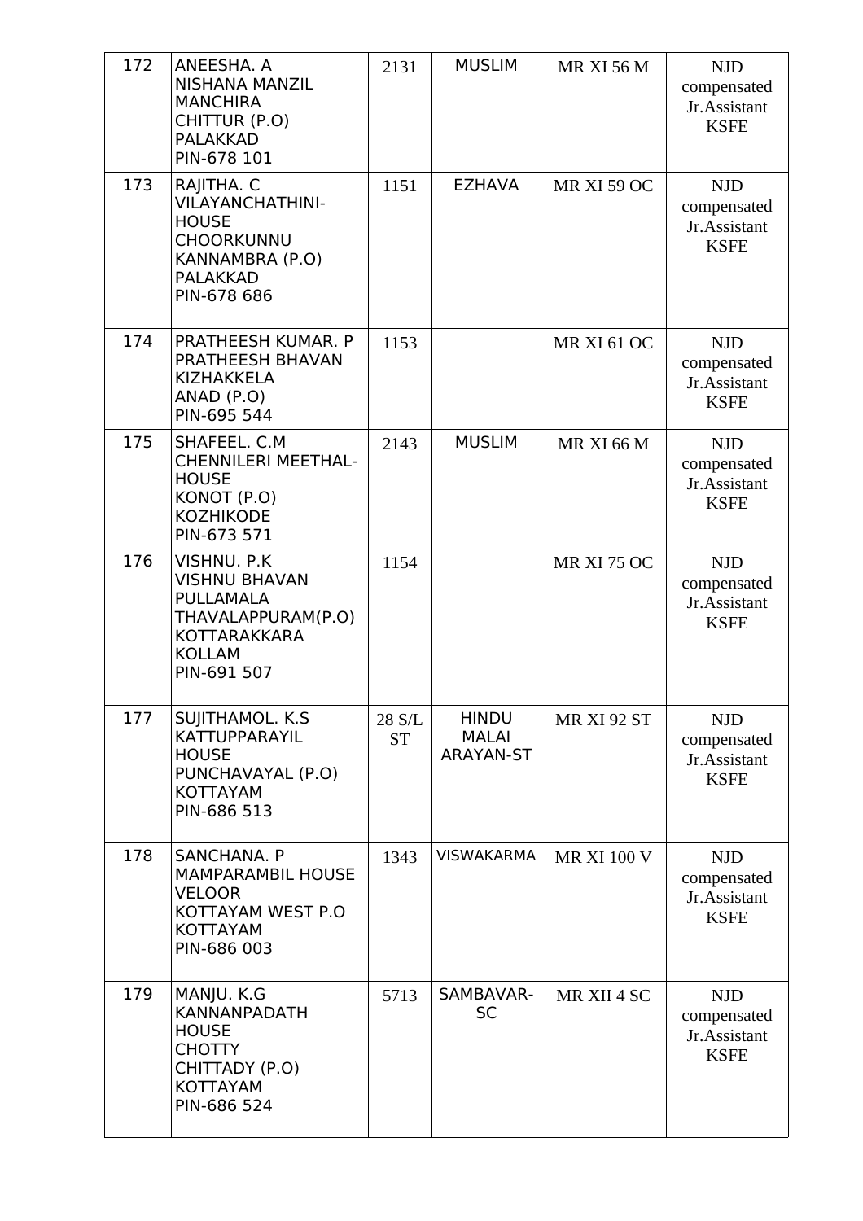| | | | | | |
|---|---|---|---|---|---|
| 172 | ANEESHA. A<br>NISHANA MANZIL<br>MANCHIRA<br>CHITTUR (P.O)<br>PALAKKAD<br>PIN-678 101 | 2131 | MUSLIM | MR XI 56 M | NJD compensated Jr.Assistant KSFE |
| 173 | RAJITHA. C<br>VILAYANCHATHINI-HOUSE<br>CHOORKUNNU<br>KANNAMBRA (P.O)<br>PALAKKAD<br>PIN-678 686 | 1151 | EZHAVA | MR XI 59 OC | NJD compensated Jr.Assistant KSFE |
| 174 | PRATHEESH KUMAR. P<br>PRATHEESH BHAVAN<br>KIZHAKKELA<br>ANAD (P.O)<br>PIN-695 544 | 1153 | | MR XI 61 OC | NJD compensated Jr.Assistant KSFE |
| 175 | SHAFEEL. C.M<br>CHENNILERI MEETHAL-HOUSE<br>KONOT (P.O)<br>KOZHIKODE<br>PIN-673 571 | 2143 | MUSLIM | MR XI 66 M | NJD compensated Jr.Assistant KSFE |
| 176 | VISHNU. P.K<br>VISHNU BHAVAN<br>PULLAMALA<br>THAVALAPPURAM(P.O)<br>KOTTARAKKARA<br>KOLLAM<br>PIN-691 507 | 1154 | | MR XI 75 OC | NJD compensated Jr.Assistant KSFE |
| 177 | SUJITHAMOL. K.S<br>KATTUPPARAYIL<br>HOUSE<br>PUNCHAVAYAL (P.O)<br>KOTTAYAM<br>PIN-686 513 | 28 S/L ST | HINDU MALAI ARAYAN-ST | MR XI 92 ST | NJD compensated Jr.Assistant KSFE |
| 178 | SANCHANA. P<br>MAMPARAMBIL HOUSE<br>VELOOR<br>KOTTAYAM WEST P.O<br>KOTTAYAM<br>PIN-686 003 | 1343 | VISWAKARMA | MR XI 100 V | NJD compensated Jr.Assistant KSFE |
| 179 | MANJU. K.G<br>KANNANPADATH<br>HOUSE<br>CHOTTY<br>CHITTADY (P.O)<br>KOTTAYAM<br>PIN-686 524 | 5713 | SAMBAVAR-SC | MR XII 4 SC | NJD compensated Jr.Assistant KSFE |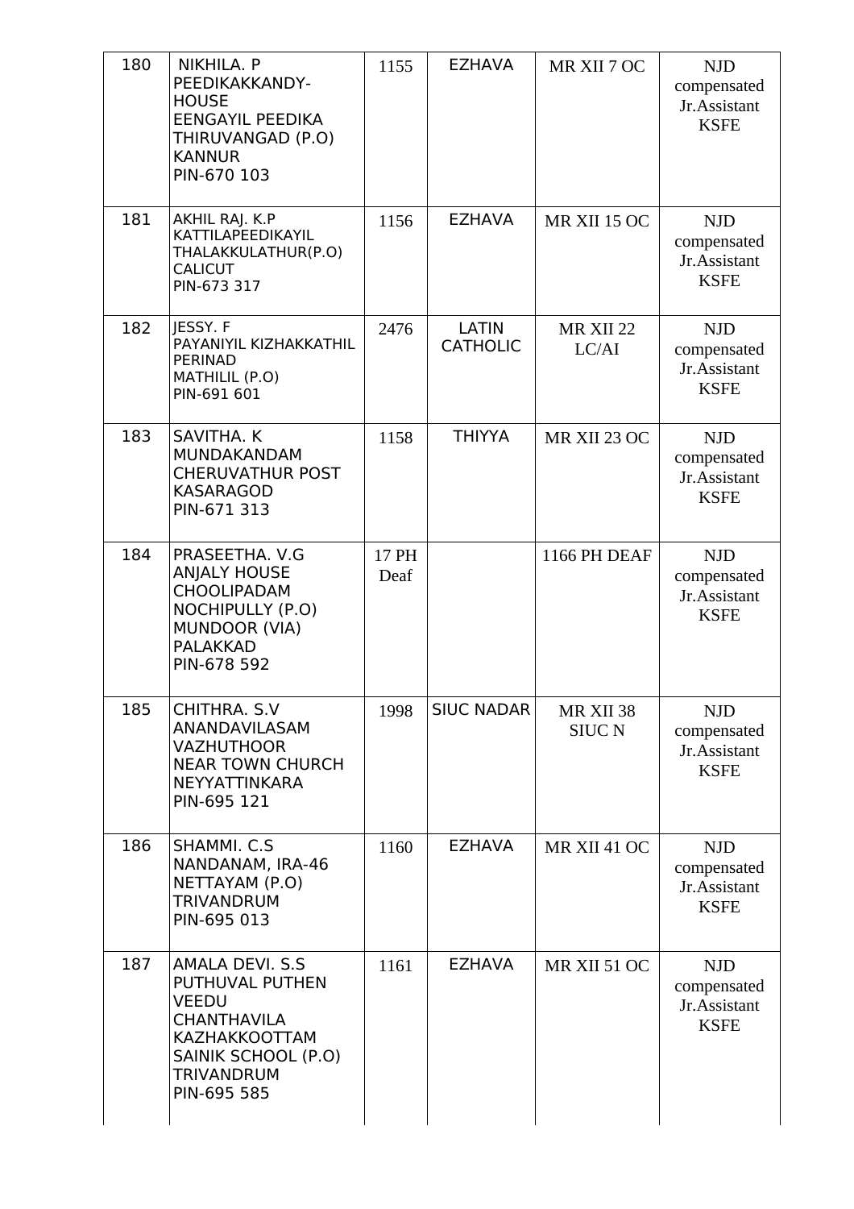| | | | | | |
|---|---|---|---|---|---|
| 180 | NIKHILA. P<br>PEEDIKAKKANDY-HOUSE<br>EENGAYIL PEEDIKA<br>THIRUVANGAD (P.O)<br>KANNUR<br>PIN-670 103 | 1155 | EZHAVA | MR XII 7 OC | NJD compensated Jr.Assistant KSFE |
| 181 | AKHIL RAJ. K.P<br>KATTILAPEEDIKAYIL<br>THALAKKULATHUR(P.O)<br>CALICUT<br>PIN-673 317 | 1156 | EZHAVA | MR XII 15 OC | NJD compensated Jr.Assistant KSFE |
| 182 | JESSY. F<br>PAYANIYIL KIZHAKKATHIL<br>PERINAD<br>MATHILIL (P.O)<br>PIN-691 601 | 2476 | LATIN CATHOLIC | MR XII 22 LC/AI | NJD compensated Jr.Assistant KSFE |
| 183 | SAVITHA. K<br>MUNDAKANDAM<br>CHERUVATHUR POST<br>KASARAGOD<br>PIN-671 313 | 1158 | THIYYA | MR XII 23 OC | NJD compensated Jr.Assistant KSFE |
| 184 | PRASEETHA. V.G<br>ANJALY HOUSE<br>CHOOLIPADAM<br>NOCHIPULLY (P.O)<br>MUNDOOR (VIA)<br>PALAKKAD<br>PIN-678 592 | 17 PH Deaf | | 1166 PH DEAF | NJD compensated Jr.Assistant KSFE |
| 185 | CHITHRA. S.V<br>ANANDAVILASAM<br>VAZHUTHOOR<br>NEAR TOWN CHURCH<br>NEYYATTINKARA<br>PIN-695 121 | 1998 | SIUC NADAR | MR XII 38 SIUC N | NJD compensated Jr.Assistant KSFE |
| 186 | SHAMMI. C.S<br>NANDANAM, IRA-46<br>NETTAYAM (P.O)<br>TRIVANDRUM<br>PIN-695 013 | 1160 | EZHAVA | MR XII 41 OC | NJD compensated Jr.Assistant KSFE |
| 187 | AMALA DEVI. S.S<br>PUTHUVAL PUTHEN VEEDU<br>CHANTHAVILA<br>KAZHAKKOOTTAM<br>SAINIK SCHOOL (P.O)<br>TRIVANDRUM<br>PIN-695 585 | 1161 | EZHAVA | MR XII 51 OC | NJD compensated Jr.Assistant KSFE |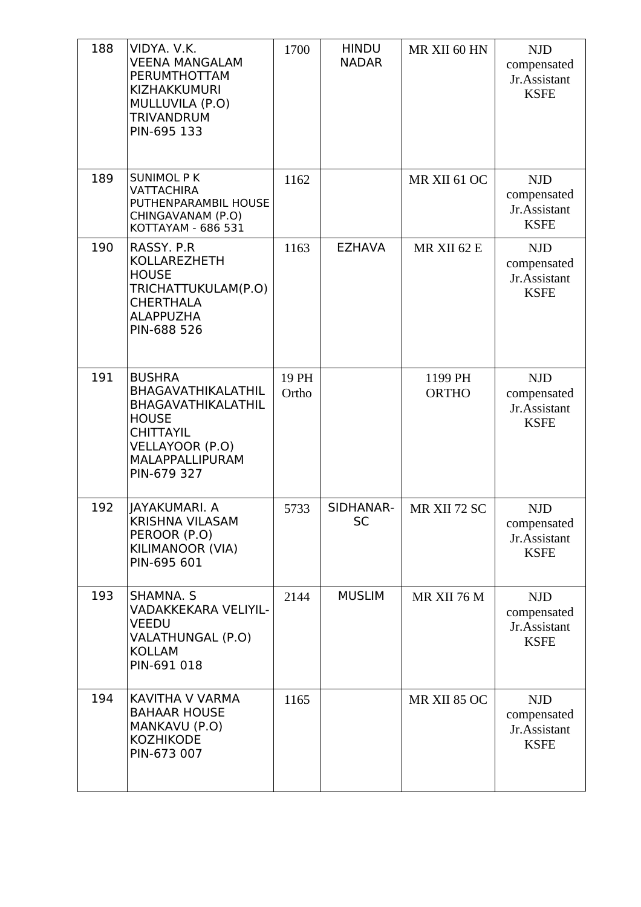| | | | | | |
|---|---|---|---|---|---|
| 188 | VIDYA. V.K.<br>VEENA MANGALAM<br>PERUMTHOTTAM<br>KIZHAKKUMURI<br>MULLUVILA (P.O)<br>TRIVANDRUM<br>PIN-695 133 | 1700 | HINDU NADAR | MR XII 60 HN | NJD compensated Jr.Assistant KSFE |
| 189 | SUNIMOL P K<br>VATTACHIRA<br>PUTHENPARAMBIL HOUSE<br>CHINGAVANAM (P.O)<br>KOTTAYAM - 686 531 | 1162 | | MR XII 61 OC | NJD compensated Jr.Assistant KSFE |
| 190 | RASSY. P.R<br>KOLLAREZHETH<br>HOUSE<br>TRICHATTUKULAM(P.O)<br>CHERTHALA<br>ALAPPUZHA<br>PIN-688 526 | 1163 | EZHAVA | MR XII 62 E | NJD compensated Jr.Assistant KSFE |
| 191 | BUSHRA<br>BHAGAVATHIKALATHIL<br>BHAGAVATHIKALATHIL<br>HOUSE<br>CHITTAYIL<br>VELLAYOOR (P.O)<br>MALAPPALLIPURAM<br>PIN-679 327 | 19 PH Ortho | | 1199 PH ORTHO | NJD compensated Jr.Assistant KSFE |
| 192 | JAYAKUMARI. A<br>KRISHNA VILASAM<br>PEROOR (P.O)<br>KILIMANOOR (VIA)<br>PIN-695 601 | 5733 | SIDHANAR-SC | MR XII 72 SC | NJD compensated Jr.Assistant KSFE |
| 193 | SHAMNA. S<br>VADAKKEKARA VELIYIL-<br>VEEDU<br>VALATHUNGAL (P.O)<br>KOLLAM<br>PIN-691 018 | 2144 | MUSLIM | MR XII 76 M | NJD compensated Jr.Assistant KSFE |
| 194 | KAVITHA V VARMA<br>BAHAAR HOUSE<br>MANKAVU (P.O)<br>KOZHIKODE<br>PIN-673 007 | 1165 | | MR XII 85 OC | NJD compensated Jr.Assistant KSFE |